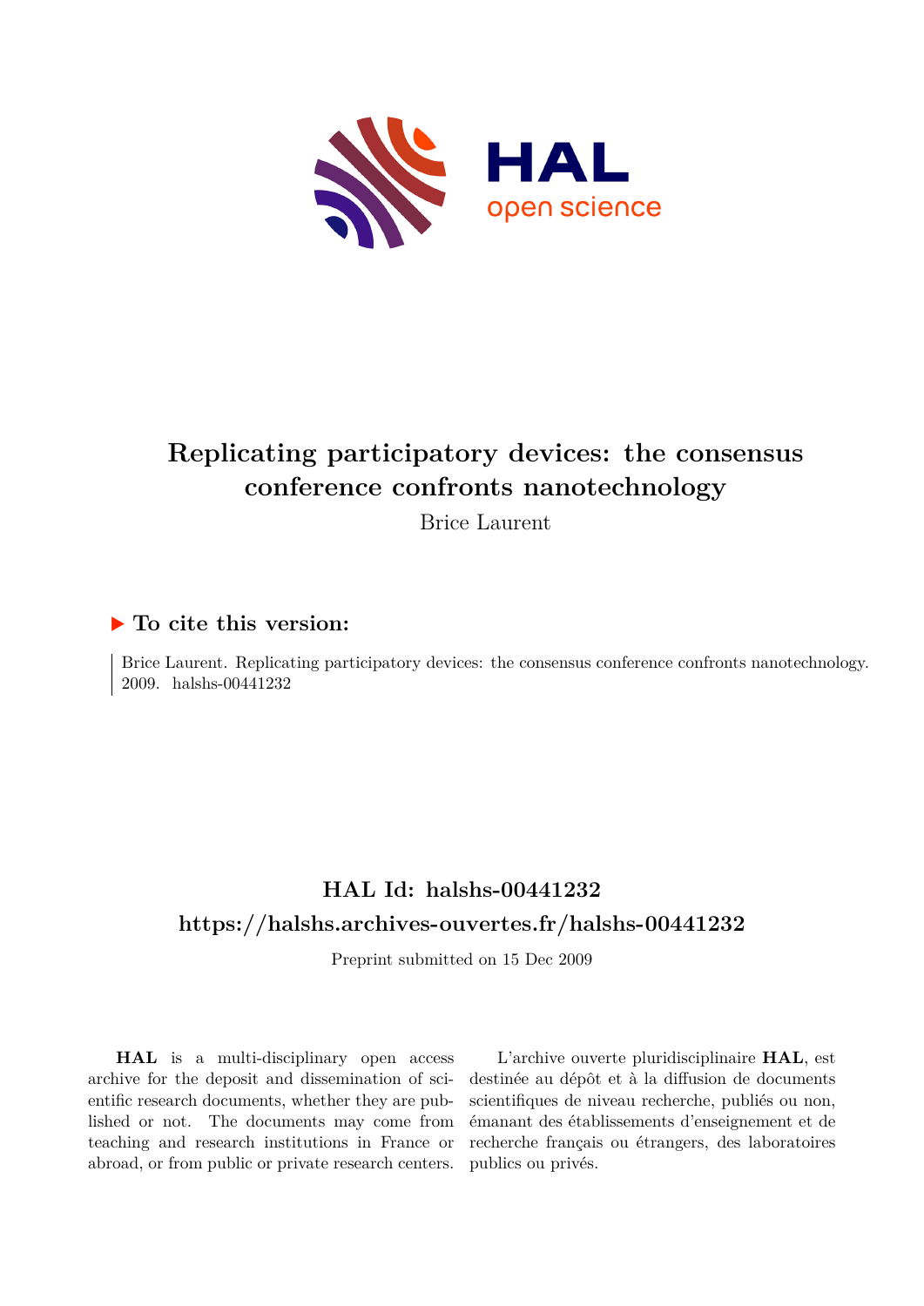# Replicating participatory devices: the consensus conference confronts nanotechnology

Brice Laurent

▶ **To cite this version:**

Brice Laurent. Replicating participatory devices: the consensus conference confronts nanotechnology. 2009. halshs-00441232

## HAL Id: halshs-00441232

## https://halshs.archives-ouvertes.fr/halshs-00441232

Preprint submitted on 15 Dec 2009

**HAL** is a multi-disciplinary open access archive for the deposit and dissemination of scientific research documents, whether they are published or not. The documents may come from teaching and research institutions in France or abroad, or from public or private research centers.

L'archive ouverte pluridisciplinaire **HAL**, est destinée au dépôt et à la diffusion de documents scientifiques de niveau recherche, publiés ou non, émanant des établissements d'enseignement et de recherche français ou étrangers, des laboratoires publics ou privés.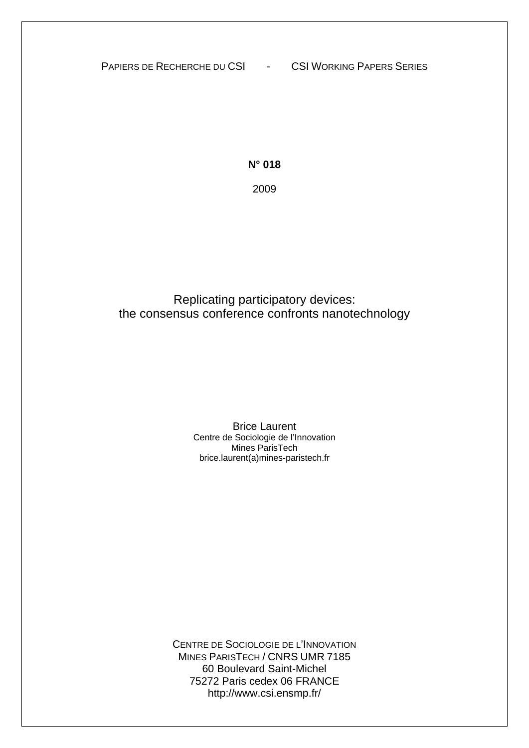Papiers de Recherche du CSI - CSI Working Papers Series

**N° 018**

2009

# Replicating participatory devices: the consensus conference confronts nanotechnology

Brice Laurent
Centre de Sociologie de l'Innovation
Mines ParisTech
brice.laurent(a)mines-paristech.fr

Centre de Sociologie de l'Innovation
Mines ParisTech / CNRS UMR 7185
60 Boulevard Saint-Michel
75272 Paris cedex 06 FRANCE
http://www.csi.ensmp.fr/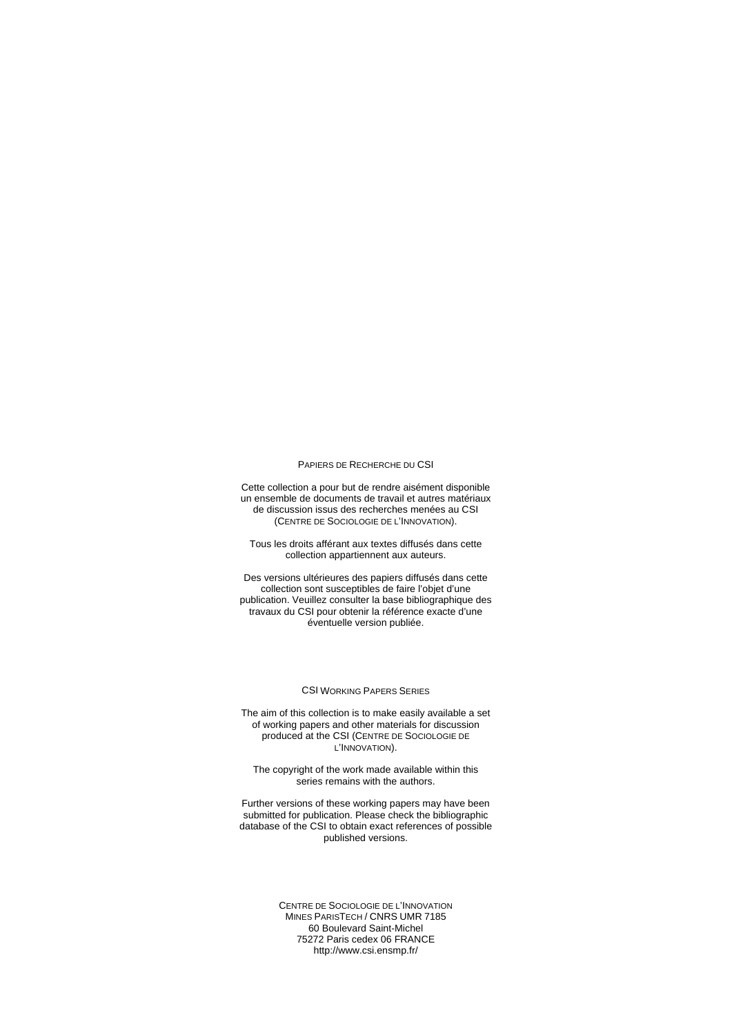PAPIERS DE RECHERCHE DU CSI

Cette collection a pour but de rendre aisément disponible un ensemble de documents de travail et autres matériaux de discussion issus des recherches menées au CSI (CENTRE DE SOCIOLOGIE DE L'INNOVATION).

Tous les droits afférant aux textes diffusés dans cette collection appartiennent aux auteurs.

Des versions ultérieures des papiers diffusés dans cette collection sont susceptibles de faire l'objet d'une publication. Veuillez consulter la base bibliographique des travaux du CSI pour obtenir la référence exacte d'une éventuelle version publiée.

CSI WORKING PAPERS SERIES

The aim of this collection is to make easily available a set of working papers and other materials for discussion produced at the CSI (CENTRE DE SOCIOLOGIE DE L'INNOVATION).

The copyright of the work made available within this series remains with the authors.

Further versions of these working papers may have been submitted for publication. Please check the bibliographic database of the CSI to obtain exact references of possible published versions.

CENTRE DE SOCIOLOGIE DE L'INNOVATION
MINES PARISTECH / CNRS UMR 7185
60 Boulevard Saint-Michel
75272 Paris cedex 06 FRANCE
http://www.csi.ensmp.fr/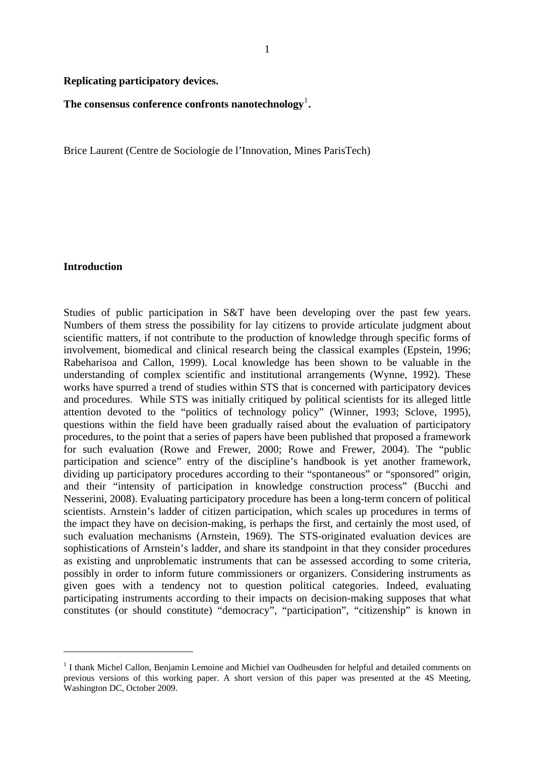**Replicating participatory devices.**

**The consensus conference confronts nanotechnology**[1]**.**

Brice Laurent (Centre de Sociologie de l'Innovation, Mines ParisTech)

**Introduction**

Studies of public participation in S&T have been developing over the past few years. Numbers of them stress the possibility for lay citizens to provide articulate judgment about scientific matters, if not contribute to the production of knowledge through specific forms of involvement, biomedical and clinical research being the classical examples (Epstein, 1996; Rabeharisoa and Callon, 1999). Local knowledge has been shown to be valuable in the understanding of complex scientific and institutional arrangements (Wynne, 1992). These works have spurred a trend of studies within STS that is concerned with participatory devices and procedures. While STS was initially critiqued by political scientists for its alleged little attention devoted to the "politics of technology policy" (Winner, 1993; Sclove, 1995), questions within the field have been gradually raised about the evaluation of participatory procedures, to the point that a series of papers have been published that proposed a framework for such evaluation (Rowe and Frewer, 2000; Rowe and Frewer, 2004). The "public participation and science" entry of the discipline's handbook is yet another framework, dividing up participatory procedures according to their "spontaneous" or "sponsored" origin, and their "intensity of participation in knowledge construction process" (Bucchi and Nesserini, 2008). Evaluating participatory procedure has been a long-term concern of political scientists. Arnstein's ladder of citizen participation, which scales up procedures in terms of the impact they have on decision-making, is perhaps the first, and certainly the most used, of such evaluation mechanisms (Arnstein, 1969). The STS-originated evaluation devices are sophistications of Arnstein's ladder, and share its standpoint in that they consider procedures as existing and unproblematic instruments that can be assessed according to some criteria, possibly in order to inform future commissioners or organizers. Considering instruments as given goes with a tendency not to question political categories. Indeed, evaluating participating instruments according to their impacts on decision-making supposes that what constitutes (or should constitute) "democracy", "participation", "citizenship" is known in

[1] I thank Michel Callon, Benjamin Lemoine and Michiel van Oudheusden for helpful and detailed comments on previous versions of this working paper. A short version of this paper was presented at the 4S Meeting, Washington DC, October 2009.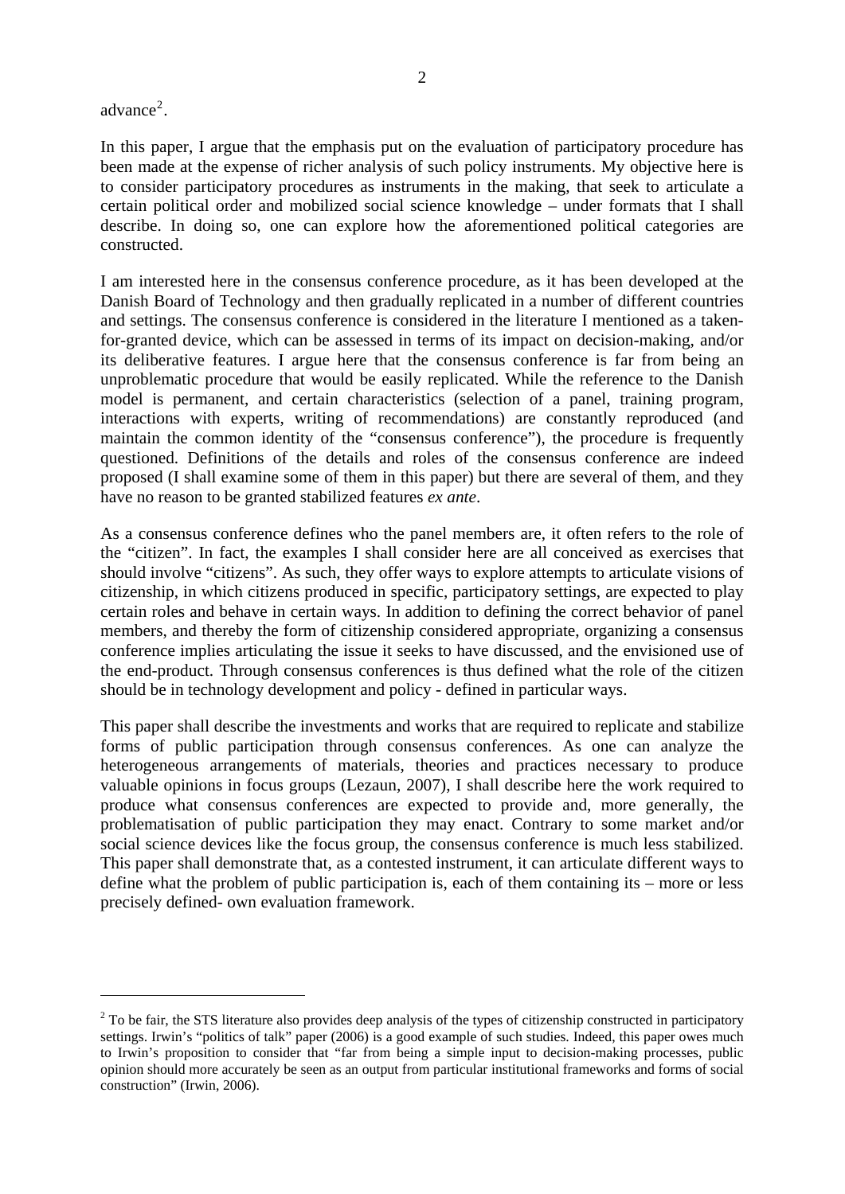advance[2].

In this paper, I argue that the emphasis put on the evaluation of participatory procedure has been made at the expense of richer analysis of such policy instruments. My objective here is to consider participatory procedures as instruments in the making, that seek to articulate a certain political order and mobilized social science knowledge – under formats that I shall describe. In doing so, one can explore how the aforementioned political categories are constructed.

I am interested here in the consensus conference procedure, as it has been developed at the Danish Board of Technology and then gradually replicated in a number of different countries and settings. The consensus conference is considered in the literature I mentioned as a taken-for-granted device, which can be assessed in terms of its impact on decision-making, and/or its deliberative features. I argue here that the consensus conference is far from being an unproblematic procedure that would be easily replicated. While the reference to the Danish model is permanent, and certain characteristics (selection of a panel, training program, interactions with experts, writing of recommendations) are constantly reproduced (and maintain the common identity of the "consensus conference"), the procedure is frequently questioned. Definitions of the details and roles of the consensus conference are indeed proposed (I shall examine some of them in this paper) but there are several of them, and they have no reason to be granted stabilized features *ex ante*.

As a consensus conference defines who the panel members are, it often refers to the role of the "citizen". In fact, the examples I shall consider here are all conceived as exercises that should involve "citizens". As such, they offer ways to explore attempts to articulate visions of citizenship, in which citizens produced in specific, participatory settings, are expected to play certain roles and behave in certain ways. In addition to defining the correct behavior of panel members, and thereby the form of citizenship considered appropriate, organizing a consensus conference implies articulating the issue it seeks to have discussed, and the envisioned use of the end-product. Through consensus conferences is thus defined what the role of the citizen should be in technology development and policy - defined in particular ways.

This paper shall describe the investments and works that are required to replicate and stabilize forms of public participation through consensus conferences. As one can analyze the heterogeneous arrangements of materials, theories and practices necessary to produce valuable opinions in focus groups (Lezaun, 2007), I shall describe here the work required to produce what consensus conferences are expected to provide and, more generally, the problematisation of public participation they may enact. Contrary to some market and/or social science devices like the focus group, the consensus conference is much less stabilized. This paper shall demonstrate that, as a contested instrument, it can articulate different ways to define what the problem of public participation is, each of them containing its – more or less precisely defined- own evaluation framework.

[2] To be fair, the STS literature also provides deep analysis of the types of citizenship constructed in participatory settings. Irwin's "politics of talk" paper (2006) is a good example of such studies. Indeed, this paper owes much to Irwin's proposition to consider that "far from being a simple input to decision-making processes, public opinion should more accurately be seen as an output from particular institutional frameworks and forms of social construction" (Irwin, 2006).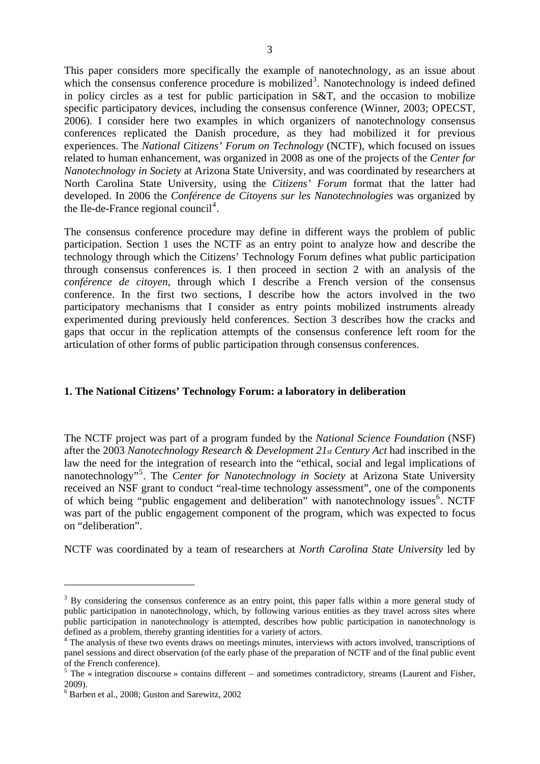This paper considers more specifically the example of nanotechnology, as an issue about which the consensus conference procedure is mobilized[3]. Nanotechnology is indeed defined in policy circles as a test for public participation in S&T, and the occasion to mobilize specific participatory devices, including the consensus conference (Winner, 2003; OPECST, 2006). I consider here two examples in which organizers of nanotechnology consensus conferences replicated the Danish procedure, as they had mobilized it for previous experiences. The *National Citizens' Forum on Technology* (NCTF), which focused on issues related to human enhancement, was organized in 2008 as one of the projects of the *Center for Nanotechnology in Society* at Arizona State University, and was coordinated by researchers at North Carolina State University, using the *Citizens' Forum* format that the latter had developed. In 2006 the *Conférence de Citoyens sur les Nanotechnologies* was organized by the Ile-de-France regional council[4].

The consensus conference procedure may define in different ways the problem of public participation. Section 1 uses the NCTF as an entry point to analyze how and describe the technology through which the Citizens' Technology Forum defines what public participation through consensus conferences is. I then proceed in section 2 with an analysis of the *conférence de citoyen*, through which I describe a French version of the consensus conference. In the first two sections, I describe how the actors involved in the two participatory mechanisms that I consider as entry points mobilized instruments already experimented during previously held conferences. Section 3 describes how the cracks and gaps that occur in the replication attempts of the consensus conference left room for the articulation of other forms of public participation through consensus conferences.

## 1. The National Citizens' Technology Forum: a laboratory in deliberation

The NCTF project was part of a program funded by the *National Science Foundation* (NSF) after the 2003 *Nanotechnology Research & Development 21st Century Act* had inscribed in the law the need for the integration of research into the "ethical, social and legal implications of nanotechnology"[5]. The *Center for Nanotechnology in Society* at Arizona State University received an NSF grant to conduct "real-time technology assessment", one of the components of which being "public engagement and deliberation" with nanotechnology issues[6]. NCTF was part of the public engagement component of the program, which was expected to focus on "deliberation".

NCTF was coordinated by a team of researchers at *North Carolina State University* led by

---

[3] By considering the consensus conference as an entry point, this paper falls within a more general study of public participation in nanotechnology, which, by following various entities as they travel across sites where public participation in nanotechnology is attempted, describes how public participation in nanotechnology is defined as a problem, thereby granting identities for a variety of actors.

[4] The analysis of these two events draws on meetings minutes, interviews with actors involved, transcriptions of panel sessions and direct observation (of the early phase of the preparation of NCTF and of the final public event of the French conference).

[5] The « integration discourse » contains different – and sometimes contradictory, streams (Laurent and Fisher, 2009).

[6] Barben et al., 2008; Guston and Sarewitz, 2002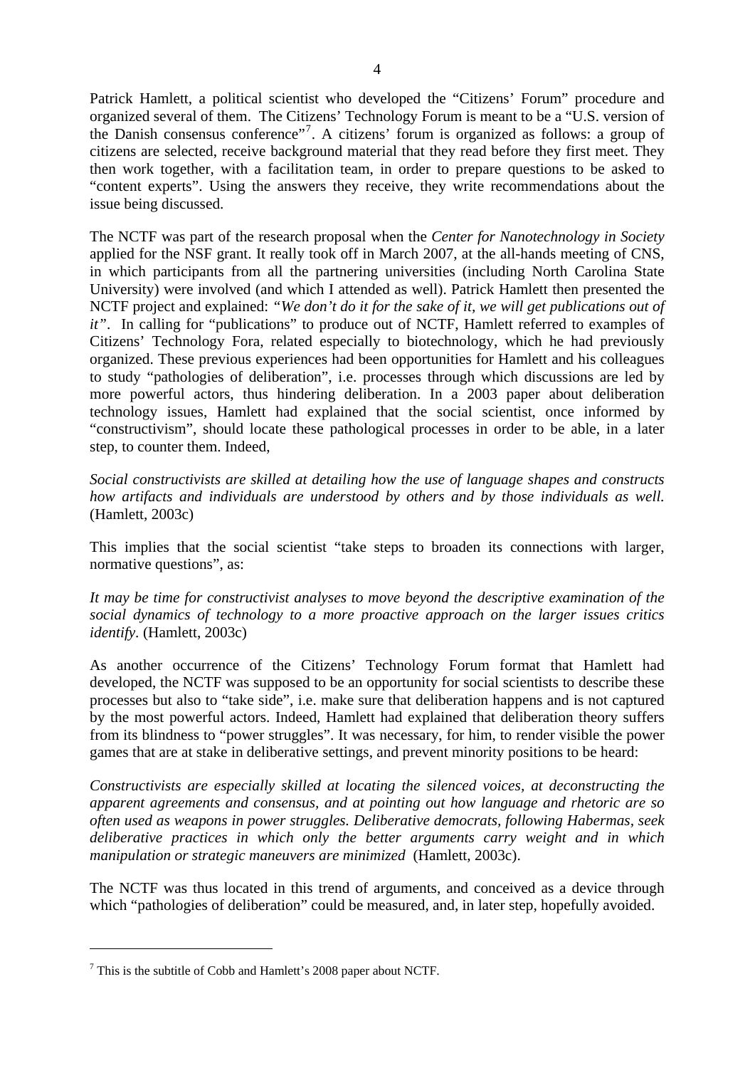Patrick Hamlett, a political scientist who developed the "Citizens' Forum" procedure and organized several of them. The Citizens' Technology Forum is meant to be a "U.S. version of the Danish consensus conference"[7]. A citizens' forum is organized as follows: a group of citizens are selected, receive background material that they read before they first meet. They then work together, with a facilitation team, in order to prepare questions to be asked to "content experts". Using the answers they receive, they write recommendations about the issue being discussed.

The NCTF was part of the research proposal when the *Center for Nanotechnology in Society* applied for the NSF grant. It really took off in March 2007, at the all-hands meeting of CNS, in which participants from all the partnering universities (including North Carolina State University) were involved (and which I attended as well). Patrick Hamlett then presented the NCTF project and explained: *"We don't do it for the sake of it, we will get publications out of it"*. In calling for "publications" to produce out of NCTF, Hamlett referred to examples of Citizens' Technology Fora, related especially to biotechnology, which he had previously organized. These previous experiences had been opportunities for Hamlett and his colleagues to study "pathologies of deliberation", i.e. processes through which discussions are led by more powerful actors, thus hindering deliberation. In a 2003 paper about deliberation technology issues, Hamlett had explained that the social scientist, once informed by "constructivism", should locate these pathological processes in order to be able, in a later step, to counter them. Indeed,

*Social constructivists are skilled at detailing how the use of language shapes and constructs how artifacts and individuals are understood by others and by those individuals as well.* (Hamlett, 2003c)

This implies that the social scientist "take steps to broaden its connections with larger, normative questions", as:

*It may be time for constructivist analyses to move beyond the descriptive examination of the social dynamics of technology to a more proactive approach on the larger issues critics identify*. (Hamlett, 2003c)

As another occurrence of the Citizens' Technology Forum format that Hamlett had developed, the NCTF was supposed to be an opportunity for social scientists to describe these processes but also to "take side", i.e. make sure that deliberation happens and is not captured by the most powerful actors. Indeed, Hamlett had explained that deliberation theory suffers from its blindness to "power struggles". It was necessary, for him, to render visible the power games that are at stake in deliberative settings, and prevent minority positions to be heard:

*Constructivists are especially skilled at locating the silenced voices, at deconstructing the apparent agreements and consensus, and at pointing out how language and rhetoric are so often used as weapons in power struggles. Deliberative democrats, following Habermas, seek deliberative practices in which only the better arguments carry weight and in which manipulation or strategic maneuvers are minimized* (Hamlett, 2003c).

The NCTF was thus located in this trend of arguments, and conceived as a device through which "pathologies of deliberation" could be measured, and, in later step, hopefully avoided.

---

[7] This is the subtitle of Cobb and Hamlett's 2008 paper about NCTF.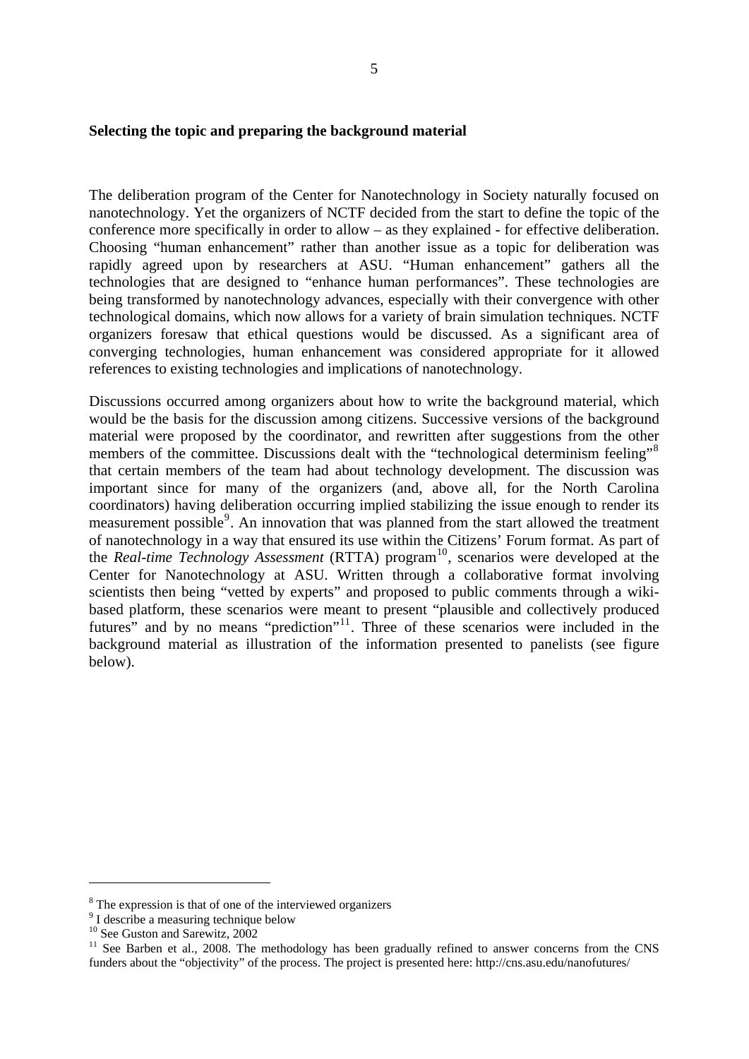**Selecting the topic and preparing the background material**

The deliberation program of the Center for Nanotechnology in Society naturally focused on nanotechnology. Yet the organizers of NCTF decided from the start to define the topic of the conference more specifically in order to allow – as they explained - for effective deliberation. Choosing "human enhancement" rather than another issue as a topic for deliberation was rapidly agreed upon by researchers at ASU. "Human enhancement" gathers all the technologies that are designed to "enhance human performances". These technologies are being transformed by nanotechnology advances, especially with their convergence with other technological domains, which now allows for a variety of brain simulation techniques. NCTF organizers foresaw that ethical questions would be discussed. As a significant area of converging technologies, human enhancement was considered appropriate for it allowed references to existing technologies and implications of nanotechnology.

Discussions occurred among organizers about how to write the background material, which would be the basis for the discussion among citizens. Successive versions of the background material were proposed by the coordinator, and rewritten after suggestions from the other members of the committee. Discussions dealt with the "technological determinism feeling"[8] that certain members of the team had about technology development. The discussion was important since for many of the organizers (and, above all, for the North Carolina coordinators) having deliberation occurring implied stabilizing the issue enough to render its measurement possible[9]. An innovation that was planned from the start allowed the treatment of nanotechnology in a way that ensured its use within the Citizens' Forum format. As part of the *Real-time Technology Assessment* (RTTA) program[10], scenarios were developed at the Center for Nanotechnology at ASU. Written through a collaborative format involving scientists then being "vetted by experts" and proposed to public comments through a wiki-based platform, these scenarios were meant to present "plausible and collectively produced futures" and by no means "prediction"[11]. Three of these scenarios were included in the background material as illustration of the information presented to panelists (see figure below).

---

[8] The expression is that of one of the interviewed organizers

[9] I describe a measuring technique below

[10] See Guston and Sarewitz, 2002

[11] See Barben et al., 2008. The methodology has been gradually refined to answer concerns from the CNS funders about the "objectivity" of the process. The project is presented here: http://cns.asu.edu/nanofutures/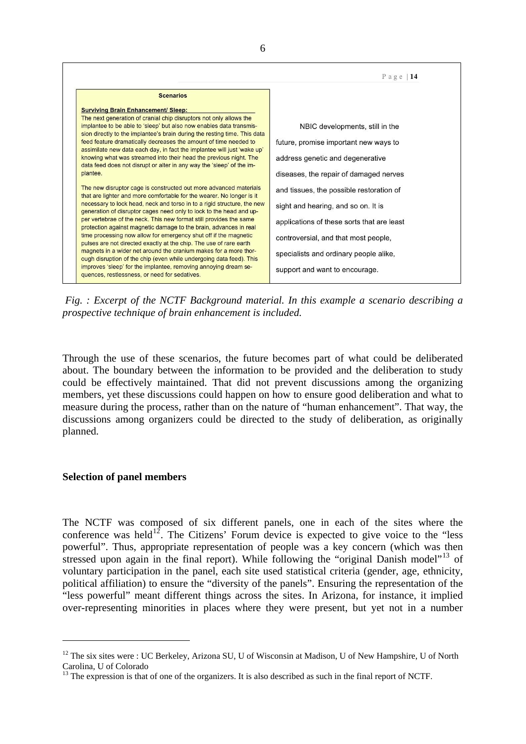Page | 14

**Scenarios**

**Surviving Brain Enhancement/ Sleep:**

The next generation of cranial chip disruptors not only allows the implantee to be able to 'sleep' but also now enables data transmission directly to the implantee's brain during the resting time. This data feed feature dramatically decreases the amount of time needed to assimilate new data each day, in fact the implantee will just 'wake up' knowing what was streamed into their head the previous night. The data feed does not disrupt or alter in any way the 'sleep' of the implantee.

The new disruptor cage is constructed out more advanced materials that are lighter and more comfortable for the wearer. No longer is it necessary to lock head, neck and torso in to a rigid structure, the new generation of disruptor cages need only to lock to the head and upper vertebrae of the neck. This new format still provides the same protection against magnetic damage to the brain, advances in real time processing now allow for emergency shut off if the magnetic pulses are not directed exactly at the chip. The use of rare earth magnets in a wider net around the cranium makes for a more thorough disruption of the chip (even while undergoing data feed). This improves 'sleep' for the implantee, removing annoying dream sequences, restlessness, or need for sedatives.

NBIC developments, still in the future, promise important new ways to address genetic and degenerative diseases, the repair of damaged nerves and tissues, the possible restoration of sight and hearing, and so on. It is applications of these sorts that are least controversial, and that most people, specialists and ordinary people alike, support and want to encourage.

*Fig. : Excerpt of the NCTF Background material. In this example a scenario describing a prospective technique of brain enhancement is included.*

Through the use of these scenarios, the future becomes part of what could be deliberated about. The boundary between the information to be provided and the deliberation to study could be effectively maintained. That did not prevent discussions among the organizing members, yet these discussions could happen on how to ensure good deliberation and what to measure during the process, rather than on the nature of "human enhancement". That way, the discussions among organizers could be directed to the study of deliberation, as originally planned.

### Selection of panel members

The NCTF was composed of six different panels, one in each of the sites where the conference was held[12]. The Citizens' Forum device is expected to give voice to the "less powerful". Thus, appropriate representation of people was a key concern (which was then stressed upon again in the final report). While following the "original Danish model"[13] of voluntary participation in the panel, each site used statistical criteria (gender, age, ethnicity, political affiliation) to ensure the "diversity of the panels". Ensuring the representation of the "less powerful" meant different things across the sites. In Arizona, for instance, it implied over-representing minorities in places where they were present, but yet not in a number

---

[12] The six sites were : UC Berkeley, Arizona SU, U of Wisconsin at Madison, U of New Hampshire, U of North Carolina, U of Colorado

[13] The expression is that of one of the organizers. It is also described as such in the final report of NCTF.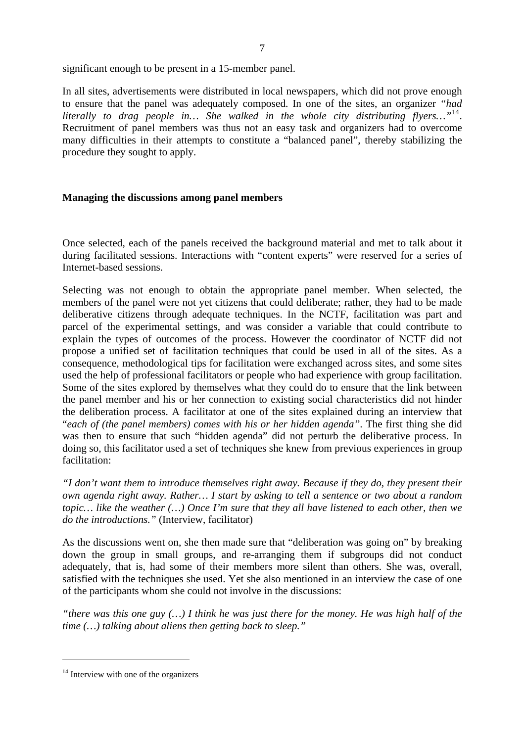significant enough to be present in a 15-member panel.

In all sites, advertisements were distributed in local newspapers, which did not prove enough to ensure that the panel was adequately composed. In one of the sites, an organizer *"had literally to drag people in… She walked in the whole city distributing flyers…"*[14]. Recruitment of panel members was thus not an easy task and organizers had to overcome many difficulties in their attempts to constitute a "balanced panel", thereby stabilizing the procedure they sought to apply.

### Managing the discussions among panel members

Once selected, each of the panels received the background material and met to talk about it during facilitated sessions. Interactions with "content experts" were reserved for a series of Internet-based sessions.

Selecting was not enough to obtain the appropriate panel member. When selected, the members of the panel were not yet citizens that could deliberate; rather, they had to be made deliberative citizens through adequate techniques. In the NCTF, facilitation was part and parcel of the experimental settings, and was consider a variable that could contribute to explain the types of outcomes of the process. However the coordinator of NCTF did not propose a unified set of facilitation techniques that could be used in all of the sites. As a consequence, methodological tips for facilitation were exchanged across sites, and some sites used the help of professional facilitators or people who had experience with group facilitation. Some of the sites explored by themselves what they could do to ensure that the link between the panel member and his or her connection to existing social characteristics did not hinder the deliberation process. A facilitator at one of the sites explained during an interview that "*each of (the panel members) comes with his or her hidden agenda"*. The first thing she did was then to ensure that such "hidden agenda" did not perturb the deliberative process. In doing so, this facilitator used a set of techniques she knew from previous experiences in group facilitation:

*"I don't want them to introduce themselves right away. Because if they do, they present their own agenda right away. Rather… I start by asking to tell a sentence or two about a random topic… like the weather (…) Once I'm sure that they all have listened to each other, then we do the introductions."* (Interview, facilitator)

As the discussions went on, she then made sure that "deliberation was going on" by breaking down the group in small groups, and re-arranging them if subgroups did not conduct adequately, that is, had some of their members more silent than others. She was, overall, satisfied with the techniques she used. Yet she also mentioned in an interview the case of one of the participants whom she could not involve in the discussions:

*"there was this one guy (…) I think he was just there for the money. He was high half of the time (…) talking about aliens then getting back to sleep."*

---

[14] Interview with one of the organizers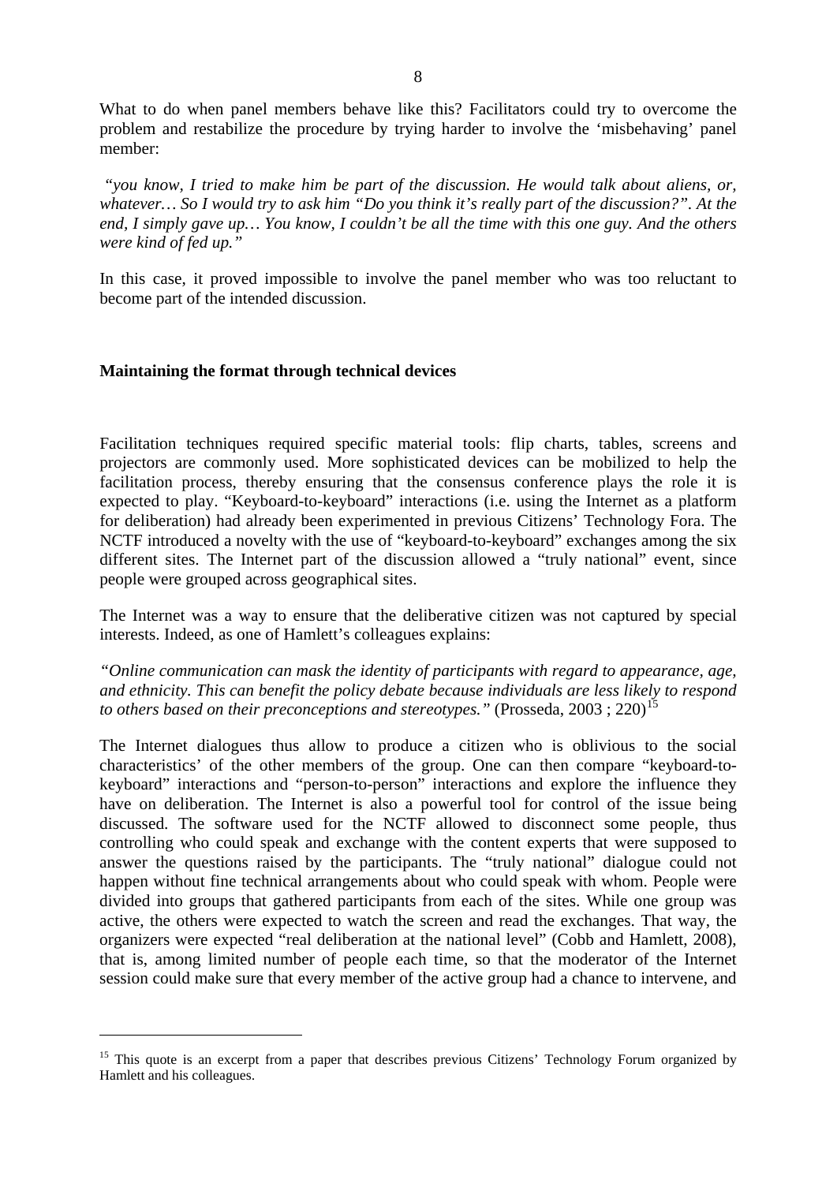What to do when panel members behave like this? Facilitators could try to overcome the problem and restabilize the procedure by trying harder to involve the 'misbehaving' panel member:

*"you know, I tried to make him be part of the discussion. He would talk about aliens, or, whatever… So I would try to ask him "Do you think it's really part of the discussion?". At the end, I simply gave up… You know, I couldn't be all the time with this one guy. And the others were kind of fed up."*

In this case, it proved impossible to involve the panel member who was too reluctant to become part of the intended discussion.

**Maintaining the format through technical devices**

Facilitation techniques required specific material tools: flip charts, tables, screens and projectors are commonly used. More sophisticated devices can be mobilized to help the facilitation process, thereby ensuring that the consensus conference plays the role it is expected to play. "Keyboard-to-keyboard" interactions (i.e. using the Internet as a platform for deliberation) had already been experimented in previous Citizens' Technology Fora. The NCTF introduced a novelty with the use of "keyboard-to-keyboard" exchanges among the six different sites. The Internet part of the discussion allowed a "truly national" event, since people were grouped across geographical sites.

The Internet was a way to ensure that the deliberative citizen was not captured by special interests. Indeed, as one of Hamlett's colleagues explains:

*"Online communication can mask the identity of participants with regard to appearance, age, and ethnicity. This can benefit the policy debate because individuals are less likely to respond to others based on their preconceptions and stereotypes."* (Prosseda, 2003 ; 220)[15]

The Internet dialogues thus allow to produce a citizen who is oblivious to the social characteristics' of the other members of the group. One can then compare "keyboard-to-keyboard" interactions and "person-to-person" interactions and explore the influence they have on deliberation. The Internet is also a powerful tool for control of the issue being discussed. The software used for the NCTF allowed to disconnect some people, thus controlling who could speak and exchange with the content experts that were supposed to answer the questions raised by the participants. The "truly national" dialogue could not happen without fine technical arrangements about who could speak with whom. People were divided into groups that gathered participants from each of the sites. While one group was active, the others were expected to watch the screen and read the exchanges. That way, the organizers were expected "real deliberation at the national level" (Cobb and Hamlett, 2008), that is, among limited number of people each time, so that the moderator of the Internet session could make sure that every member of the active group had a chance to intervene, and

[15] This quote is an excerpt from a paper that describes previous Citizens' Technology Forum organized by Hamlett and his colleagues.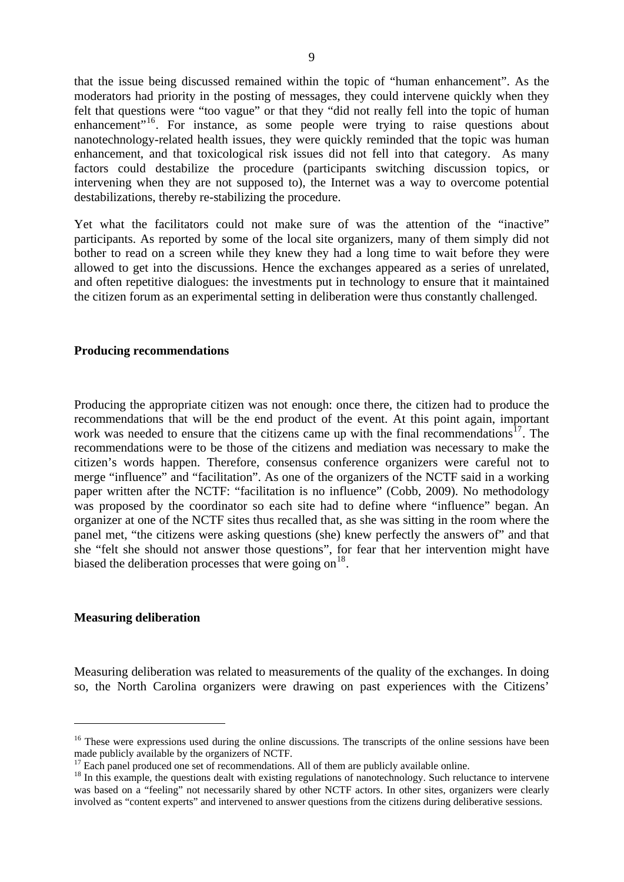that the issue being discussed remained within the topic of "human enhancement". As the moderators had priority in the posting of messages, they could intervene quickly when they felt that questions were "too vague" or that they "did not really fell into the topic of human enhancement"[16]. For instance, as some people were trying to raise questions about nanotechnology-related health issues, they were quickly reminded that the topic was human enhancement, and that toxicological risk issues did not fell into that category. As many factors could destabilize the procedure (participants switching discussion topics, or intervening when they are not supposed to), the Internet was a way to overcome potential destabilizations, thereby re-stabilizing the procedure.

Yet what the facilitators could not make sure of was the attention of the "inactive" participants. As reported by some of the local site organizers, many of them simply did not bother to read on a screen while they knew they had a long time to wait before they were allowed to get into the discussions. Hence the exchanges appeared as a series of unrelated, and often repetitive dialogues: the investments put in technology to ensure that it maintained the citizen forum as an experimental setting in deliberation were thus constantly challenged.

**Producing recommendations**

Producing the appropriate citizen was not enough: once there, the citizen had to produce the recommendations that will be the end product of the event. At this point again, important work was needed to ensure that the citizens came up with the final recommendations[17]. The recommendations were to be those of the citizens and mediation was necessary to make the citizen's words happen. Therefore, consensus conference organizers were careful not to merge "influence" and "facilitation". As one of the organizers of the NCTF said in a working paper written after the NCTF: "facilitation is no influence" (Cobb, 2009). No methodology was proposed by the coordinator so each site had to define where "influence" began. An organizer at one of the NCTF sites thus recalled that, as she was sitting in the room where the panel met, "the citizens were asking questions (she) knew perfectly the answers of" and that she "felt she should not answer those questions", for fear that her intervention might have biased the deliberation processes that were going on[18].

**Measuring deliberation**

Measuring deliberation was related to measurements of the quality of the exchanges. In doing so, the North Carolina organizers were drawing on past experiences with the Citizens'

[16] These were expressions used during the online discussions. The transcripts of the online sessions have been made publicly available by the organizers of NCTF.

[17] Each panel produced one set of recommendations. All of them are publicly available online.

[18] In this example, the questions dealt with existing regulations of nanotechnology. Such reluctance to intervene was based on a "feeling" not necessarily shared by other NCTF actors. In other sites, organizers were clearly involved as "content experts" and intervened to answer questions from the citizens during deliberative sessions.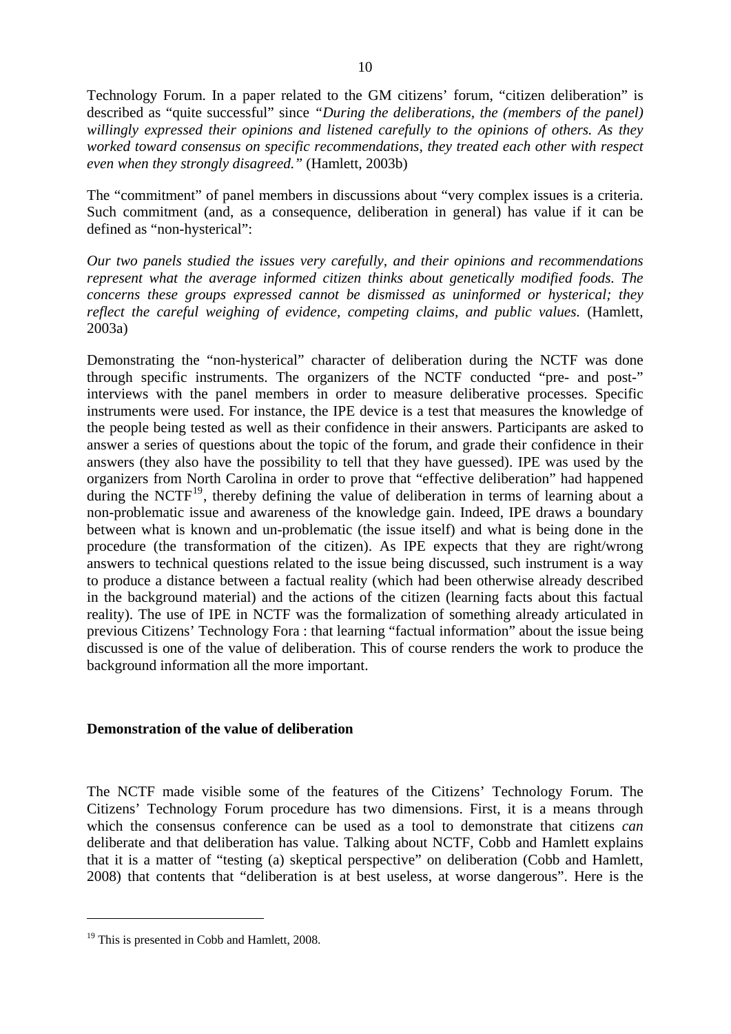Technology Forum. In a paper related to the GM citizens' forum, "citizen deliberation" is described as "quite successful" since *"During the deliberations, the (members of the panel) willingly expressed their opinions and listened carefully to the opinions of others. As they worked toward consensus on specific recommendations, they treated each other with respect even when they strongly disagreed."* (Hamlett, 2003b)

The "commitment" of panel members in discussions about "very complex issues is a criteria. Such commitment (and, as a consequence, deliberation in general) has value if it can be defined as "non-hysterical":

*Our two panels studied the issues very carefully, and their opinions and recommendations represent what the average informed citizen thinks about genetically modified foods. The concerns these groups expressed cannot be dismissed as uninformed or hysterical; they reflect the careful weighing of evidence, competing claims, and public values.* (Hamlett, 2003a)

Demonstrating the "non-hysterical" character of deliberation during the NCTF was done through specific instruments. The organizers of the NCTF conducted "pre- and post-" interviews with the panel members in order to measure deliberative processes. Specific instruments were used. For instance, the IPE device is a test that measures the knowledge of the people being tested as well as their confidence in their answers. Participants are asked to answer a series of questions about the topic of the forum, and grade their confidence in their answers (they also have the possibility to tell that they have guessed). IPE was used by the organizers from North Carolina in order to prove that "effective deliberation" had happened during the NCTF[19], thereby defining the value of deliberation in terms of learning about a non-problematic issue and awareness of the knowledge gain. Indeed, IPE draws a boundary between what is known and un-problematic (the issue itself) and what is being done in the procedure (the transformation of the citizen). As IPE expects that they are right/wrong answers to technical questions related to the issue being discussed, such instrument is a way to produce a distance between a factual reality (which had been otherwise already described in the background material) and the actions of the citizen (learning facts about this factual reality). The use of IPE in NCTF was the formalization of something already articulated in previous Citizens' Technology Fora : that learning "factual information" about the issue being discussed is one of the value of deliberation. This of course renders the work to produce the background information all the more important.

## Demonstration of the value of deliberation

The NCTF made visible some of the features of the Citizens' Technology Forum. The Citizens' Technology Forum procedure has two dimensions. First, it is a means through which the consensus conference can be used as a tool to demonstrate that citizens *can* deliberate and that deliberation has value. Talking about NCTF, Cobb and Hamlett explains that it is a matter of "testing (a) skeptical perspective" on deliberation (Cobb and Hamlett, 2008) that contents that "deliberation is at best useless, at worse dangerous". Here is the

---

[19] This is presented in Cobb and Hamlett, 2008.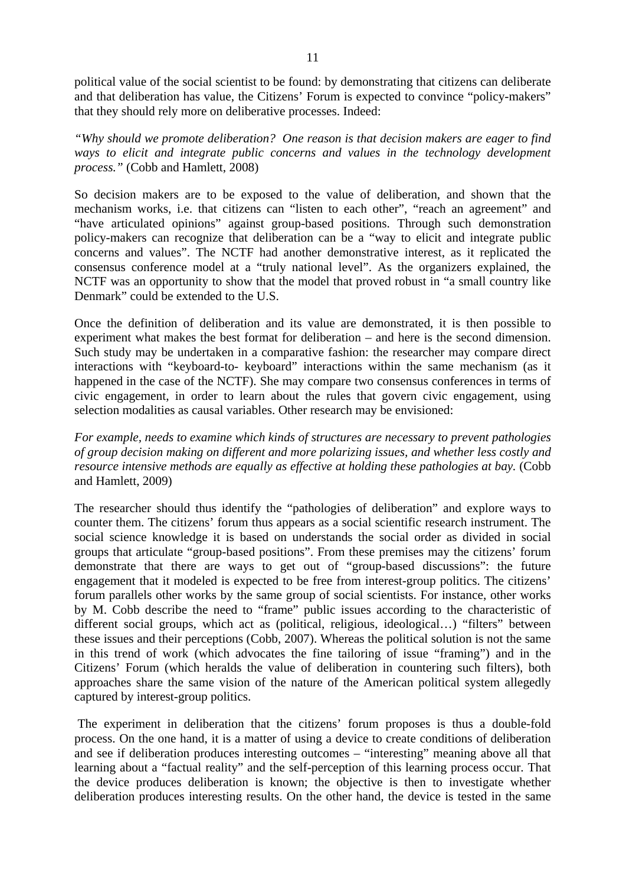political value of the social scientist to be found: by demonstrating that citizens can deliberate and that deliberation has value, the Citizens' Forum is expected to convince "policy-makers" that they should rely more on deliberative processes. Indeed:

*"Why should we promote deliberation? One reason is that decision makers are eager to find ways to elicit and integrate public concerns and values in the technology development process."* (Cobb and Hamlett, 2008)

So decision makers are to be exposed to the value of deliberation, and shown that the mechanism works, i.e. that citizens can "listen to each other", "reach an agreement" and "have articulated opinions" against group-based positions. Through such demonstration policy-makers can recognize that deliberation can be a "way to elicit and integrate public concerns and values". The NCTF had another demonstrative interest, as it replicated the consensus conference model at a "truly national level". As the organizers explained, the NCTF was an opportunity to show that the model that proved robust in "a small country like Denmark" could be extended to the U.S.

Once the definition of deliberation and its value are demonstrated, it is then possible to experiment what makes the best format for deliberation – and here is the second dimension. Such study may be undertaken in a comparative fashion: the researcher may compare direct interactions with "keyboard-to- keyboard" interactions within the same mechanism (as it happened in the case of the NCTF). She may compare two consensus conferences in terms of civic engagement, in order to learn about the rules that govern civic engagement, using selection modalities as causal variables. Other research may be envisioned:

*For example, needs to examine which kinds of structures are necessary to prevent pathologies of group decision making on different and more polarizing issues, and whether less costly and resource intensive methods are equally as effective at holding these pathologies at bay.* (Cobb and Hamlett, 2009)

The researcher should thus identify the "pathologies of deliberation" and explore ways to counter them. The citizens' forum thus appears as a social scientific research instrument. The social science knowledge it is based on understands the social order as divided in social groups that articulate "group-based positions". From these premises may the citizens' forum demonstrate that there are ways to get out of "group-based discussions": the future engagement that it modeled is expected to be free from interest-group politics. The citizens' forum parallels other works by the same group of social scientists. For instance, other works by M. Cobb describe the need to "frame" public issues according to the characteristic of different social groups, which act as (political, religious, ideological…) "filters" between these issues and their perceptions (Cobb, 2007). Whereas the political solution is not the same in this trend of work (which advocates the fine tailoring of issue "framing") and in the Citizens' Forum (which heralds the value of deliberation in countering such filters), both approaches share the same vision of the nature of the American political system allegedly captured by interest-group politics.

The experiment in deliberation that the citizens' forum proposes is thus a double-fold process. On the one hand, it is a matter of using a device to create conditions of deliberation and see if deliberation produces interesting outcomes – "interesting" meaning above all that learning about a "factual reality" and the self-perception of this learning process occur. That the device produces deliberation is known; the objective is then to investigate whether deliberation produces interesting results. On the other hand, the device is tested in the same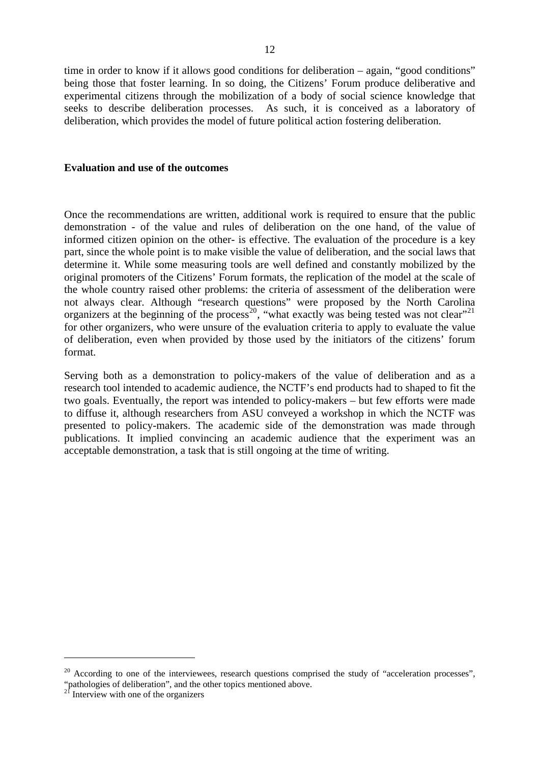time in order to know if it allows good conditions for deliberation – again, "good conditions" being those that foster learning. In so doing, the Citizens' Forum produce deliberative and experimental citizens through the mobilization of a body of social science knowledge that seeks to describe deliberation processes. As such, it is conceived as a laboratory of deliberation, which provides the model of future political action fostering deliberation.

**Evaluation and use of the outcomes**

Once the recommendations are written, additional work is required to ensure that the public demonstration - of the value and rules of deliberation on the one hand, of the value of informed citizen opinion on the other- is effective. The evaluation of the procedure is a key part, since the whole point is to make visible the value of deliberation, and the social laws that determine it. While some measuring tools are well defined and constantly mobilized by the original promoters of the Citizens' Forum formats, the replication of the model at the scale of the whole country raised other problems: the criteria of assessment of the deliberation were not always clear. Although "research questions" were proposed by the North Carolina organizers at the beginning of the process[20], "what exactly was being tested was not clear"[21] for other organizers, who were unsure of the evaluation criteria to apply to evaluate the value of deliberation, even when provided by those used by the initiators of the citizens' forum format.

Serving both as a demonstration to policy-makers of the value of deliberation and as a research tool intended to academic audience, the NCTF's end products had to shaped to fit the two goals. Eventually, the report was intended to policy-makers – but few efforts were made to diffuse it, although researchers from ASU conveyed a workshop in which the NCTF was presented to policy-makers. The academic side of the demonstration was made through publications. It implied convincing an academic audience that the experiment was an acceptable demonstration, a task that is still ongoing at the time of writing.

---

[20] According to one of the interviewees, research questions comprised the study of "acceleration processes", "pathologies of deliberation", and the other topics mentioned above.

[21] Interview with one of the organizers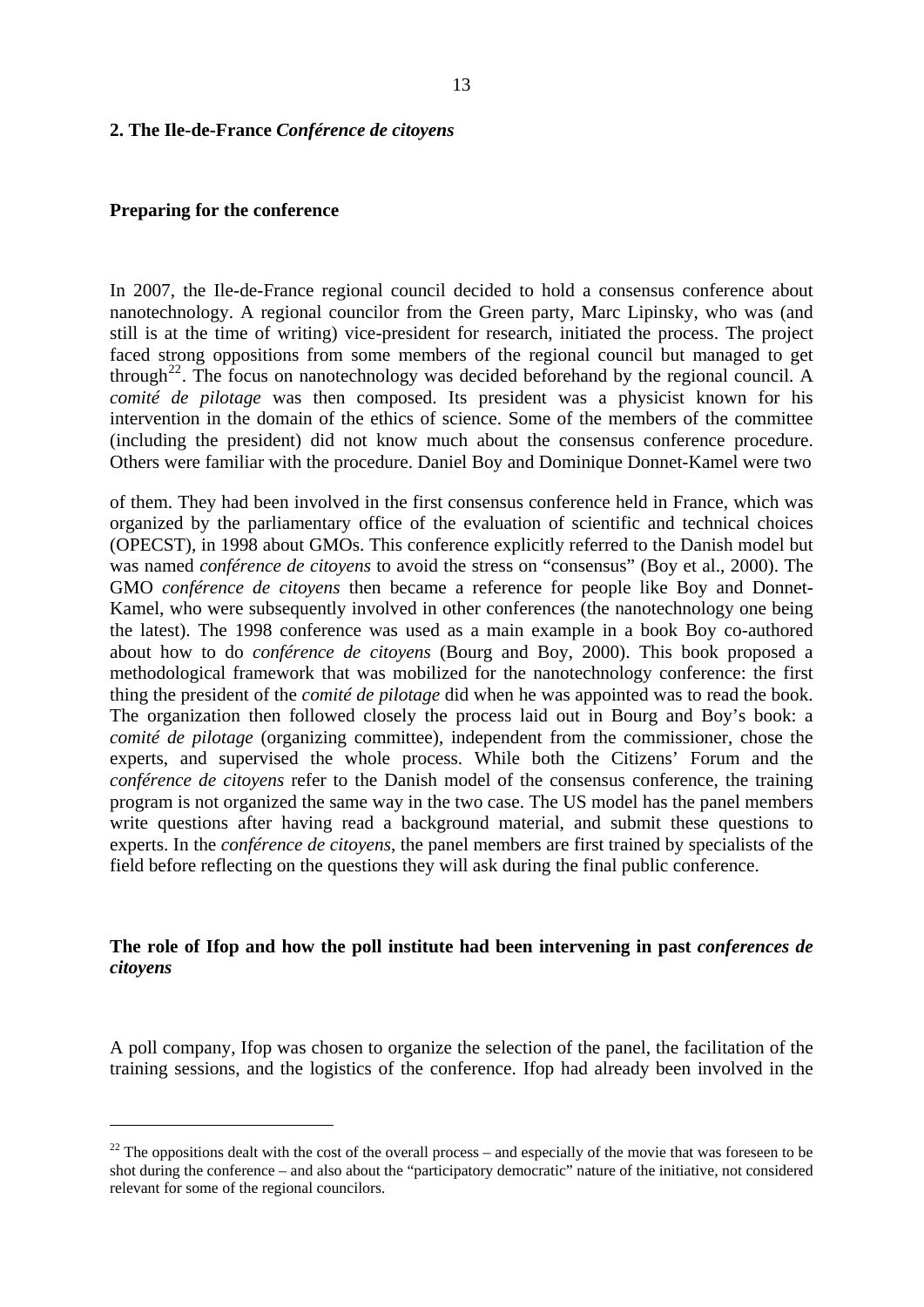## 2. The Ile-de-France *Conférence de citoyens*

### Preparing for the conference

In 2007, the Ile-de-France regional council decided to hold a consensus conference about nanotechnology. A regional councilor from the Green party, Marc Lipinsky, who was (and still is at the time of writing) vice-president for research, initiated the process. The project faced strong oppositions from some members of the regional council but managed to get through[22]. The focus on nanotechnology was decided beforehand by the regional council. A *comité de pilotage* was then composed. Its president was a physicist known for his intervention in the domain of the ethics of science. Some of the members of the committee (including the president) did not know much about the consensus conference procedure. Others were familiar with the procedure. Daniel Boy and Dominique Donnet-Kamel were two of them. They had been involved in the first consensus conference held in France, which was organized by the parliamentary office of the evaluation of scientific and technical choices (OPECST), in 1998 about GMOs. This conference explicitly referred to the Danish model but was named *conférence de citoyens* to avoid the stress on "consensus" (Boy et al., 2000). The GMO *conférence de citoyens* then became a reference for people like Boy and Donnet-Kamel, who were subsequently involved in other conferences (the nanotechnology one being the latest). The 1998 conference was used as a main example in a book Boy co-authored about how to do *conférence de citoyens* (Bourg and Boy, 2000). This book proposed a methodological framework that was mobilized for the nanotechnology conference: the first thing the president of the *comité de pilotage* did when he was appointed was to read the book. The organization then followed closely the process laid out in Bourg and Boy's book: a *comité de pilotage* (organizing committee), independent from the commissioner, chose the experts, and supervised the whole process. While both the Citizens' Forum and the *conférence de citoyens* refer to the Danish model of the consensus conference, the training program is not organized the same way in the two case. The US model has the panel members write questions after having read a background material, and submit these questions to experts. In the *conférence de citoyens*, the panel members are first trained by specialists of the field before reflecting on the questions they will ask during the final public conference.

### The role of Ifop and how the poll institute had been intervening in past *conferences de citoyens*

A poll company, Ifop was chosen to organize the selection of the panel, the facilitation of the training sessions, and the logistics of the conference. Ifop had already been involved in the

[22] The oppositions dealt with the cost of the overall process – and especially of the movie that was foreseen to be shot during the conference – and also about the "participatory democratic" nature of the initiative, not considered relevant for some of the regional councilors.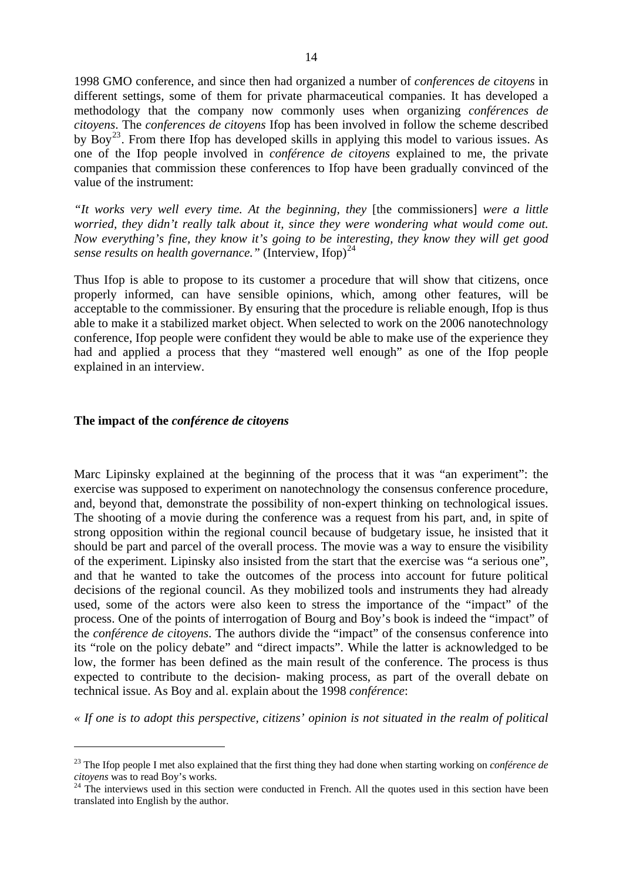1998 GMO conference, and since then had organized a number of *conferences de citoyens* in different settings, some of them for private pharmaceutical companies. It has developed a methodology that the company now commonly uses when organizing *conférences de citoyens*. The *conferences de citoyens* Ifop has been involved in follow the scheme described by Boy[23]. From there Ifop has developed skills in applying this model to various issues. As one of the Ifop people involved in *conférence de citoyens* explained to me, the private companies that commission these conferences to Ifop have been gradually convinced of the value of the instrument:

*"It works very well every time. At the beginning, they* [the commissioners] *were a little worried, they didn't really talk about it, since they were wondering what would come out. Now everything's fine, they know it's going to be interesting, they know they will get good sense results on health governance."* (Interview, Ifop)[24]

Thus Ifop is able to propose to its customer a procedure that will show that citizens, once properly informed, can have sensible opinions, which, among other features, will be acceptable to the commissioner. By ensuring that the procedure is reliable enough, Ifop is thus able to make it a stabilized market object. When selected to work on the 2006 nanotechnology conference, Ifop people were confident they would be able to make use of the experience they had and applied a process that they "mastered well enough" as one of the Ifop people explained in an interview.

### The impact of the *conférence de citoyens*

Marc Lipinsky explained at the beginning of the process that it was "an experiment": the exercise was supposed to experiment on nanotechnology the consensus conference procedure, and, beyond that, demonstrate the possibility of non-expert thinking on technological issues. The shooting of a movie during the conference was a request from his part, and, in spite of strong opposition within the regional council because of budgetary issue, he insisted that it should be part and parcel of the overall process. The movie was a way to ensure the visibility of the experiment. Lipinsky also insisted from the start that the exercise was "a serious one", and that he wanted to take the outcomes of the process into account for future political decisions of the regional council. As they mobilized tools and instruments they had already used, some of the actors were also keen to stress the importance of the "impact" of the process. One of the points of interrogation of Bourg and Boy's book is indeed the "impact" of the *conférence de citoyens*. The authors divide the "impact" of the consensus conference into its "role on the policy debate" and "direct impacts". While the latter is acknowledged to be low, the former has been defined as the main result of the conference. The process is thus expected to contribute to the decision- making process, as part of the overall debate on technical issue. As Boy and al. explain about the 1998 *conférence*:

*« If one is to adopt this perspective, citizens' opinion is not situated in the realm of political*

---

[23] The Ifop people I met also explained that the first thing they had done when starting working on *conférence de citoyens* was to read Boy's works.

[24] The interviews used in this section were conducted in French. All the quotes used in this section have been translated into English by the author.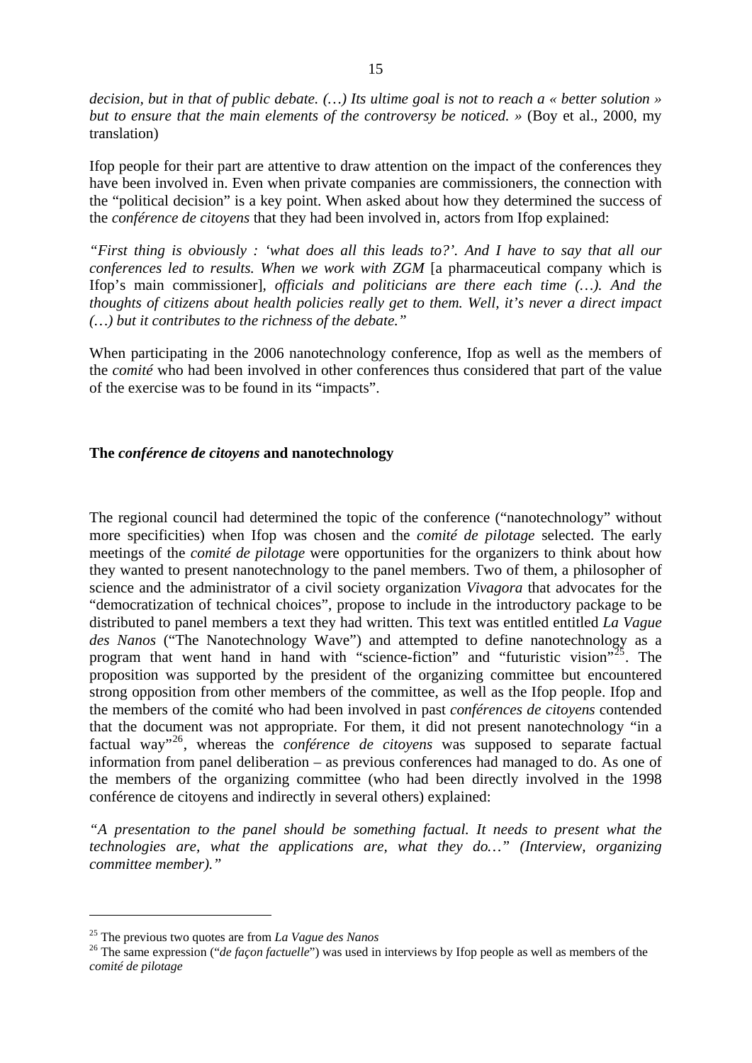*decision, but in that of public debate. (…) Its ultime goal is not to reach a « better solution » but to ensure that the main elements of the controversy be noticed. »* (Boy et al., 2000, my translation)

Ifop people for their part are attentive to draw attention on the impact of the conferences they have been involved in. Even when private companies are commissioners, the connection with the "political decision" is a key point. When asked about how they determined the success of the *conférence de citoyens* that they had been involved in, actors from Ifop explained:

*"First thing is obviously : 'what does all this leads to?'. And I have to say that all our conferences led to results. When we work with ZGM* [a pharmaceutical company which is Ifop's main commissioner]*, officials and politicians are there each time (…). And the thoughts of citizens about health policies really get to them. Well, it's never a direct impact (…) but it contributes to the richness of the debate."*

When participating in the 2006 nanotechnology conference, Ifop as well as the members of the *comité* who had been involved in other conferences thus considered that part of the value of the exercise was to be found in its "impacts".

## The *conférence de citoyens* and nanotechnology

The regional council had determined the topic of the conference ("nanotechnology" without more specificities) when Ifop was chosen and the *comité de pilotage* selected. The early meetings of the *comité de pilotage* were opportunities for the organizers to think about how they wanted to present nanotechnology to the panel members. Two of them, a philosopher of science and the administrator of a civil society organization *Vivagora* that advocates for the "democratization of technical choices", propose to include in the introductory package to be distributed to panel members a text they had written. This text was entitled entitled *La Vague des Nanos* ("The Nanotechnology Wave") and attempted to define nanotechnology as a program that went hand in hand with "science-fiction" and "futuristic vision"[25]. The proposition was supported by the president of the organizing committee but encountered strong opposition from other members of the committee, as well as the Ifop people. Ifop and the members of the comité who had been involved in past *conférences de citoyens* contended that the document was not appropriate. For them, it did not present nanotechnology "in a factual way"[26], whereas the *conférence de citoyens* was supposed to separate factual information from panel deliberation – as previous conferences had managed to do. As one of the members of the organizing committee (who had been directly involved in the 1998 conférence de citoyens and indirectly in several others) explained:

*"A presentation to the panel should be something factual. It needs to present what the technologies are, what the applications are, what they do…" (Interview, organizing committee member)."*

---

[25] The previous two quotes are from *La Vague des Nanos*

[26] The same expression ("*de façon factuelle*") was used in interviews by Ifop people as well as members of the *comité de pilotage*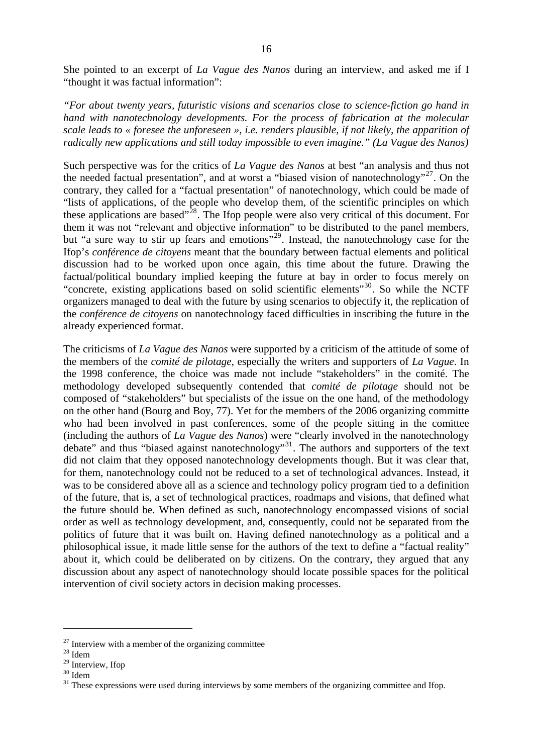She pointed to an excerpt of *La Vague des Nanos* during an interview, and asked me if I "thought it was factual information":

*"For about twenty years, futuristic visions and scenarios close to science-fiction go hand in hand with nanotechnology developments. For the process of fabrication at the molecular scale leads to « foresee the unforeseen », i.e. renders plausible, if not likely, the apparition of radically new applications and still today impossible to even imagine." (La Vague des Nanos)*

Such perspective was for the critics of *La Vague des Nanos* at best "an analysis and thus not the needed factual presentation", and at worst a "biased vision of nanotechnology"[27]. On the contrary, they called for a "factual presentation" of nanotechnology, which could be made of "lists of applications, of the people who develop them, of the scientific principles on which these applications are based"[28]. The Ifop people were also very critical of this document. For them it was not "relevant and objective information" to be distributed to the panel members, but "a sure way to stir up fears and emotions"[29]. Instead, the nanotechnology case for the Ifop's *conférence de citoyens* meant that the boundary between factual elements and political discussion had to be worked upon once again, this time about the future. Drawing the factual/political boundary implied keeping the future at bay in order to focus merely on "concrete, existing applications based on solid scientific elements"[30]. So while the NCTF organizers managed to deal with the future by using scenarios to objectify it, the replication of the *conférence de citoyens* on nanotechnology faced difficulties in inscribing the future in the already experienced format.

The criticisms of *La Vague des Nanos* were supported by a criticism of the attitude of some of the members of the *comité de pilotage*, especially the writers and supporters of *La Vague*. In the 1998 conference, the choice was made not include "stakeholders" in the comité. The methodology developed subsequently contended that *comité de pilotage* should not be composed of "stakeholders" but specialists of the issue on the one hand, of the methodology on the other hand (Bourg and Boy, 77). Yet for the members of the 2006 organizing committe who had been involved in past conferences, some of the people sitting in the comittee (including the authors of *La Vague des Nanos*) were "clearly involved in the nanotechnology debate" and thus "biased against nanotechnology"[31]. The authors and supporters of the text did not claim that they opposed nanotechnology developments though. But it was clear that, for them, nanotechnology could not be reduced to a set of technological advances. Instead, it was to be considered above all as a science and technology policy program tied to a definition of the future, that is, a set of technological practices, roadmaps and visions, that defined what the future should be. When defined as such, nanotechnology encompassed visions of social order as well as technology development, and, consequently, could not be separated from the politics of future that it was built on. Having defined nanotechnology as a political and a philosophical issue, it made little sense for the authors of the text to define a "factual reality" about it, which could be deliberated on by citizens. On the contrary, they argued that any discussion about any aspect of nanotechnology should locate possible spaces for the political intervention of civil society actors in decision making processes.

---

[27] Interview with a member of the organizing committee

[28] Idem

[29] Interview, Ifop

[30] Idem

[31] These expressions were used during interviews by some members of the organizing committee and Ifop.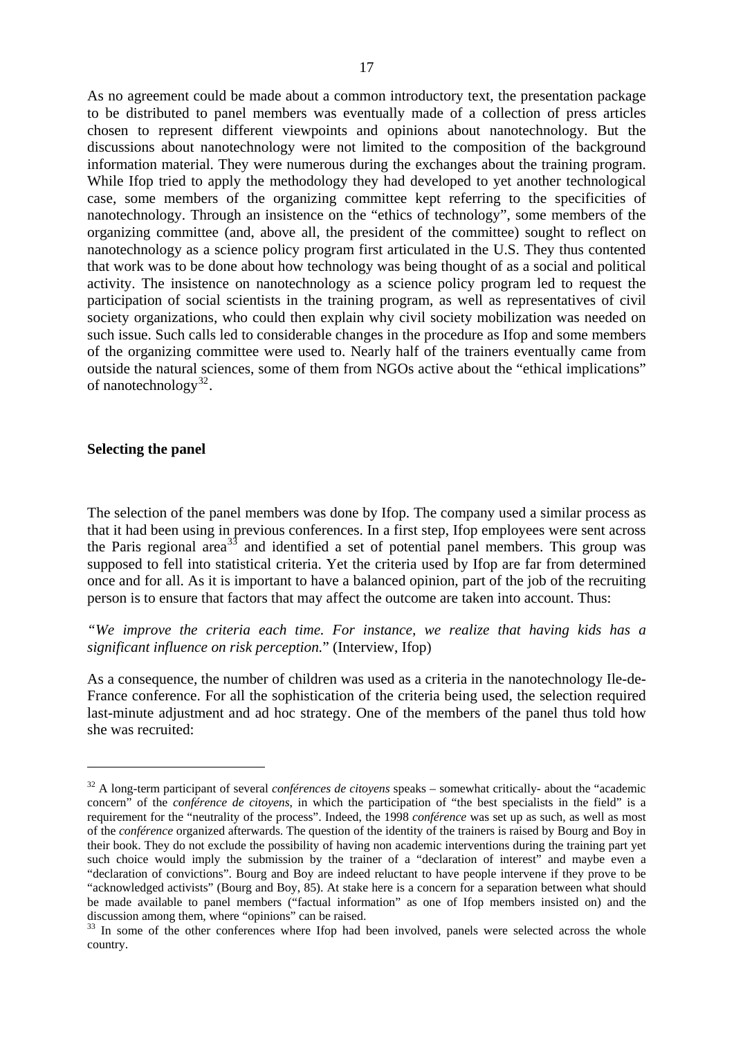As no agreement could be made about a common introductory text, the presentation package to be distributed to panel members was eventually made of a collection of press articles chosen to represent different viewpoints and opinions about nanotechnology. But the discussions about nanotechnology were not limited to the composition of the background information material. They were numerous during the exchanges about the training program. While Ifop tried to apply the methodology they had developed to yet another technological case, some members of the organizing committee kept referring to the specificities of nanotechnology. Through an insistence on the "ethics of technology", some members of the organizing committee (and, above all, the president of the committee) sought to reflect on nanotechnology as a science policy program first articulated in the U.S. They thus contented that work was to be done about how technology was being thought of as a social and political activity. The insistence on nanotechnology as a science policy program led to request the participation of social scientists in the training program, as well as representatives of civil society organizations, who could then explain why civil society mobilization was needed on such issue. Such calls led to considerable changes in the procedure as Ifop and some members of the organizing committee were used to. Nearly half of the trainers eventually came from outside the natural sciences, some of them from NGOs active about the "ethical implications" of nanotechnology[32].

**Selecting the panel**

The selection of the panel members was done by Ifop. The company used a similar process as that it had been using in previous conferences. In a first step, Ifop employees were sent across the Paris regional area[33] and identified a set of potential panel members. This group was supposed to fell into statistical criteria. Yet the criteria used by Ifop are far from determined once and for all. As it is important to have a balanced opinion, part of the job of the recruiting person is to ensure that factors that may affect the outcome are taken into account. Thus:

*"We improve the criteria each time. For instance, we realize that having kids has a significant influence on risk perception.*" (Interview, Ifop)

As a consequence, the number of children was used as a criteria in the nanotechnology Ile-de-France conference. For all the sophistication of the criteria being used, the selection required last-minute adjustment and ad hoc strategy. One of the members of the panel thus told how she was recruited:

---

[32] A long-term participant of several *conférences de citoyens* speaks – somewhat critically- about the "academic concern" of the *conférence de citoyens*, in which the participation of "the best specialists in the field" is a requirement for the "neutrality of the process". Indeed, the 1998 *conférence* was set up as such, as well as most of the *conférence* organized afterwards. The question of the identity of the trainers is raised by Bourg and Boy in their book. They do not exclude the possibility of having non academic interventions during the training part yet such choice would imply the submission by the trainer of a "declaration of interest" and maybe even a "declaration of convictions". Bourg and Boy are indeed reluctant to have people intervene if they prove to be "acknowledged activists" (Bourg and Boy, 85). At stake here is a concern for a separation between what should be made available to panel members ("factual information" as one of Ifop members insisted on) and the discussion among them, where "opinions" can be raised.

[33] In some of the other conferences where Ifop had been involved, panels were selected across the whole country.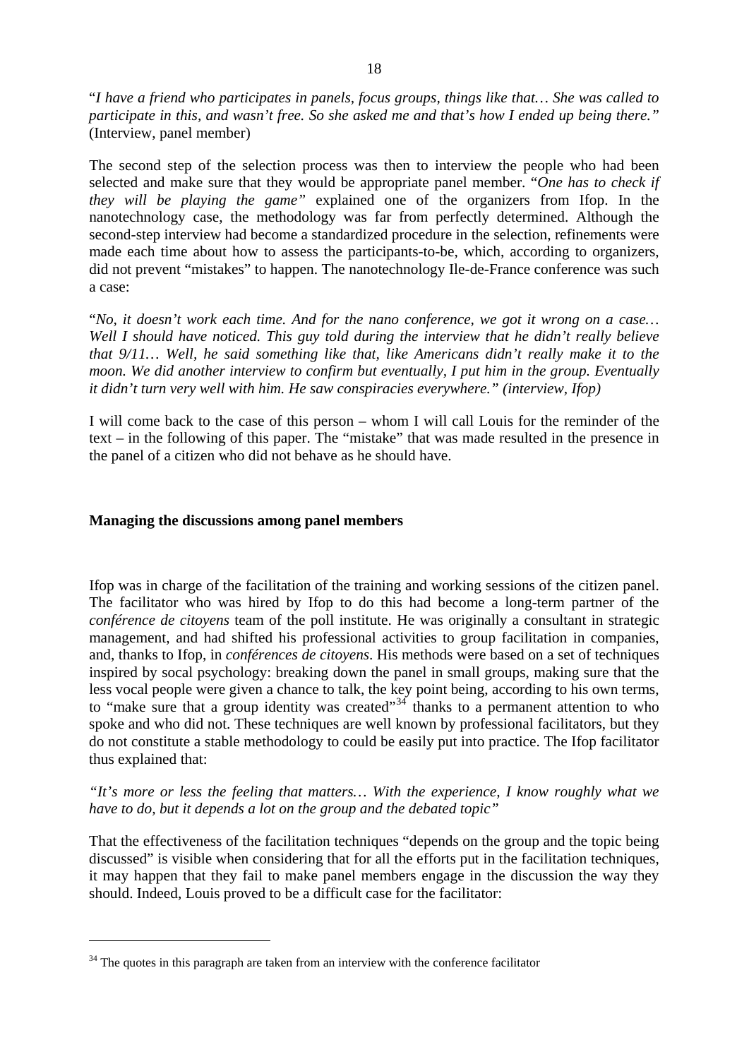"*I have a friend who participates in panels, focus groups, things like that… She was called to participate in this, and wasn't free. So she asked me and that's how I ended up being there."* (Interview, panel member)

The second step of the selection process was then to interview the people who had been selected and make sure that they would be appropriate panel member. "*One has to check if they will be playing the game"* explained one of the organizers from Ifop. In the nanotechnology case, the methodology was far from perfectly determined. Although the second-step interview had become a standardized procedure in the selection, refinements were made each time about how to assess the participants-to-be, which, according to organizers, did not prevent "mistakes" to happen. The nanotechnology Ile-de-France conference was such a case:

"*No, it doesn't work each time. And for the nano conference, we got it wrong on a case… Well I should have noticed. This guy told during the interview that he didn't really believe that 9/11… Well, he said something like that, like Americans didn't really make it to the moon. We did another interview to confirm but eventually, I put him in the group. Eventually it didn't turn very well with him. He saw conspiracies everywhere." (interview, Ifop)*

I will come back to the case of this person – whom I will call Louis for the reminder of the text – in the following of this paper. The "mistake" that was made resulted in the presence in the panel of a citizen who did not behave as he should have.

**Managing the discussions among panel members**

Ifop was in charge of the facilitation of the training and working sessions of the citizen panel. The facilitator who was hired by Ifop to do this had become a long-term partner of the *conférence de citoyens* team of the poll institute. He was originally a consultant in strategic management, and had shifted his professional activities to group facilitation in companies, and, thanks to Ifop, in *conférences de citoyens*. His methods were based on a set of techniques inspired by socal psychology: breaking down the panel in small groups, making sure that the less vocal people were given a chance to talk, the key point being, according to his own terms, to "make sure that a group identity was created"[34] thanks to a permanent attention to who spoke and who did not. These techniques are well known by professional facilitators, but they do not constitute a stable methodology to could be easily put into practice. The Ifop facilitator thus explained that:

*"It's more or less the feeling that matters… With the experience, I know roughly what we have to do, but it depends a lot on the group and the debated topic"*

That the effectiveness of the facilitation techniques "depends on the group and the topic being discussed" is visible when considering that for all the efforts put in the facilitation techniques, it may happen that they fail to make panel members engage in the discussion the way they should. Indeed, Louis proved to be a difficult case for the facilitator:

[34] The quotes in this paragraph are taken from an interview with the conference facilitator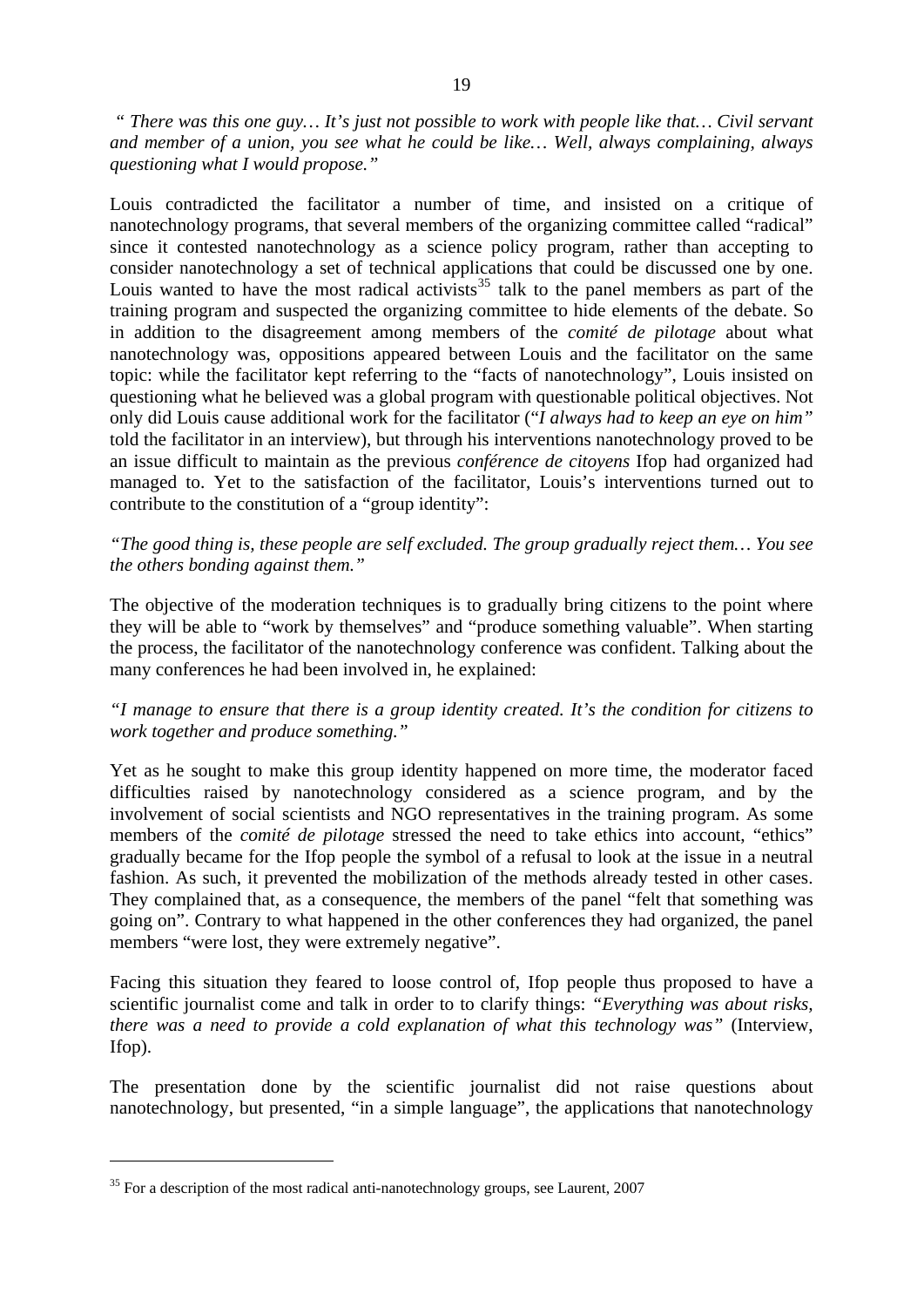*" There was this one guy… It's just not possible to work with people like that… Civil servant and member of a union, you see what he could be like… Well, always complaining, always questioning what I would propose."*

Louis contradicted the facilitator a number of time, and insisted on a critique of nanotechnology programs, that several members of the organizing committee called "radical" since it contested nanotechnology as a science policy program, rather than accepting to consider nanotechnology a set of technical applications that could be discussed one by one. Louis wanted to have the most radical activists[35] talk to the panel members as part of the training program and suspected the organizing committee to hide elements of the debate. So in addition to the disagreement among members of the *comité de pilotage* about what nanotechnology was, oppositions appeared between Louis and the facilitator on the same topic: while the facilitator kept referring to the "facts of nanotechnology", Louis insisted on questioning what he believed was a global program with questionable political objectives. Not only did Louis cause additional work for the facilitator ("*I always had to keep an eye on him"* told the facilitator in an interview), but through his interventions nanotechnology proved to be an issue difficult to maintain as the previous *conférence de citoyens* Ifop had organized had managed to. Yet to the satisfaction of the facilitator, Louis's interventions turned out to contribute to the constitution of a "group identity":

*"The good thing is, these people are self excluded. The group gradually reject them… You see the others bonding against them."*

The objective of the moderation techniques is to gradually bring citizens to the point where they will be able to "work by themselves" and "produce something valuable". When starting the process, the facilitator of the nanotechnology conference was confident. Talking about the many conferences he had been involved in, he explained:

*"I manage to ensure that there is a group identity created. It's the condition for citizens to work together and produce something."*

Yet as he sought to make this group identity happened on more time, the moderator faced difficulties raised by nanotechnology considered as a science program, and by the involvement of social scientists and NGO representatives in the training program. As some members of the *comité de pilotage* stressed the need to take ethics into account, "ethics" gradually became for the Ifop people the symbol of a refusal to look at the issue in a neutral fashion. As such, it prevented the mobilization of the methods already tested in other cases. They complained that, as a consequence, the members of the panel "felt that something was going on". Contrary to what happened in the other conferences they had organized, the panel members "were lost, they were extremely negative".

Facing this situation they feared to loose control of, Ifop people thus proposed to have a scientific journalist come and talk in order to to clarify things: *"Everything was about risks, there was a need to provide a cold explanation of what this technology was"* (Interview, Ifop).

The presentation done by the scientific journalist did not raise questions about nanotechnology, but presented, "in a simple language", the applications that nanotechnology

[35] For a description of the most radical anti-nanotechnology groups, see Laurent, 2007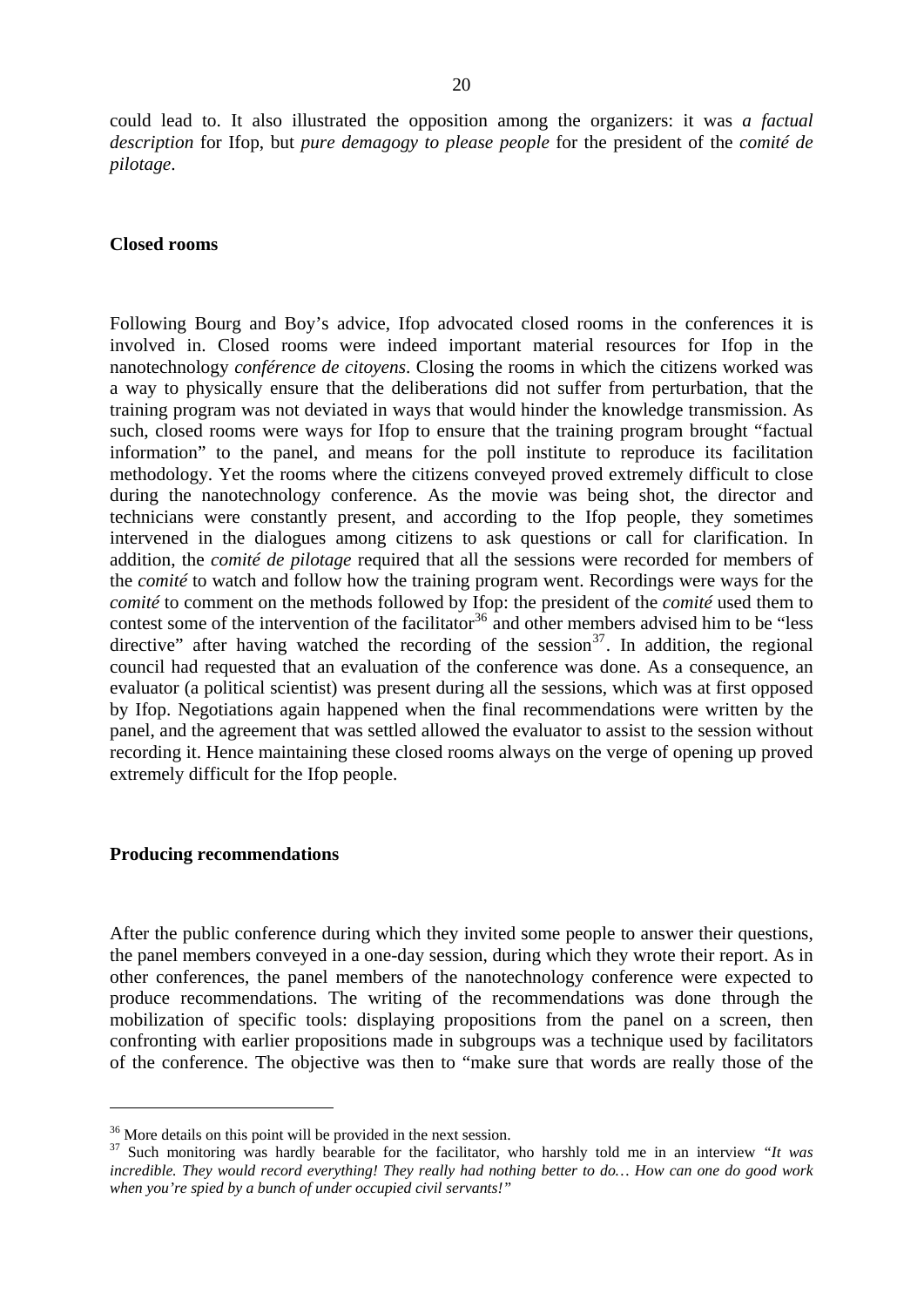could lead to. It also illustrated the opposition among the organizers: it was *a factual description* for Ifop, but *pure demagogy to please people* for the president of the *comité de pilotage*.

## Closed rooms

Following Bourg and Boy's advice, Ifop advocated closed rooms in the conferences it is involved in. Closed rooms were indeed important material resources for Ifop in the nanotechnology *conférence de citoyens*. Closing the rooms in which the citizens worked was a way to physically ensure that the deliberations did not suffer from perturbation, that the training program was not deviated in ways that would hinder the knowledge transmission. As such, closed rooms were ways for Ifop to ensure that the training program brought "factual information" to the panel, and means for the poll institute to reproduce its facilitation methodology. Yet the rooms where the citizens conveyed proved extremely difficult to close during the nanotechnology conference. As the movie was being shot, the director and technicians were constantly present, and according to the Ifop people, they sometimes intervened in the dialogues among citizens to ask questions or call for clarification. In addition, the *comité de pilotage* required that all the sessions were recorded for members of the *comité* to watch and follow how the training program went. Recordings were ways for the *comité* to comment on the methods followed by Ifop: the president of the *comité* used them to contest some of the intervention of the facilitator[36] and other members advised him to be "less directive" after having watched the recording of the session[37]. In addition, the regional council had requested that an evaluation of the conference was done. As a consequence, an evaluator (a political scientist) was present during all the sessions, which was at first opposed by Ifop. Negotiations again happened when the final recommendations were written by the panel, and the agreement that was settled allowed the evaluator to assist to the session without recording it. Hence maintaining these closed rooms always on the verge of opening up proved extremely difficult for the Ifop people.

## Producing recommendations

After the public conference during which they invited some people to answer their questions, the panel members conveyed in a one-day session, during which they wrote their report. As in other conferences, the panel members of the nanotechnology conference were expected to produce recommendations. The writing of the recommendations was done through the mobilization of specific tools: displaying propositions from the panel on a screen, then confronting with earlier propositions made in subgroups was a technique used by facilitators of the conference. The objective was then to "make sure that words are really those of the

---

[36] More details on this point will be provided in the next session.

[37] Such monitoring was hardly bearable for the facilitator, who harshly told me in an interview "*It was incredible. They would record everything! They really had nothing better to do… How can one do good work when you're spied by a bunch of under occupied civil servants!*"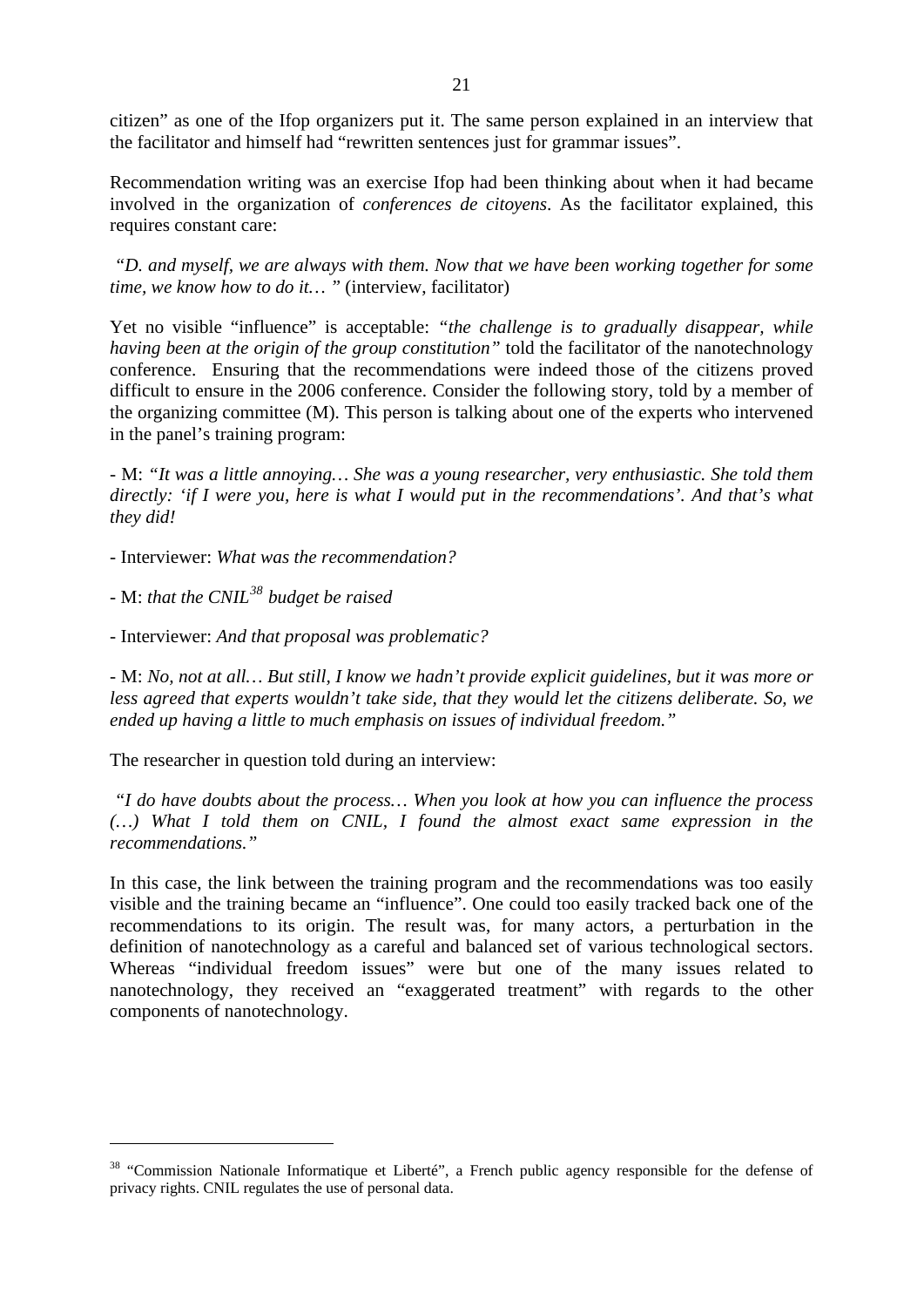citizen" as one of the Ifop organizers put it. The same person explained in an interview that the facilitator and himself had "rewritten sentences just for grammar issues".

Recommendation writing was an exercise Ifop had been thinking about when it had became involved in the organization of *conferences de citoyens*. As the facilitator explained, this requires constant care:

*"D. and myself, we are always with them. Now that we have been working together for some time, we know how to do it… "* (interview, facilitator)

Yet no visible "influence" is acceptable: *"the challenge is to gradually disappear, while having been at the origin of the group constitution"* told the facilitator of the nanotechnology conference. Ensuring that the recommendations were indeed those of the citizens proved difficult to ensure in the 2006 conference. Consider the following story, told by a member of the organizing committee (M). This person is talking about one of the experts who intervened in the panel's training program:

- M: *"It was a little annoying… She was a young researcher, very enthusiastic. She told them directly: 'if I were you, here is what I would put in the recommendations'. And that's what they did!*

- Interviewer: *What was the recommendation?*

- M: *that the CNIL*[38] *budget be raised*

- Interviewer: *And that proposal was problematic?*

- M: *No, not at all… But still, I know we hadn't provide explicit guidelines, but it was more or less agreed that experts wouldn't take side, that they would let the citizens deliberate. So, we ended up having a little to much emphasis on issues of individual freedom."*

The researcher in question told during an interview:

*"I do have doubts about the process… When you look at how you can influence the process (…) What I told them on CNIL, I found the almost exact same expression in the recommendations."*

In this case, the link between the training program and the recommendations was too easily visible and the training became an "influence". One could too easily tracked back one of the recommendations to its origin. The result was, for many actors, a perturbation in the definition of nanotechnology as a careful and balanced set of various technological sectors. Whereas "individual freedom issues" were but one of the many issues related to nanotechnology, they received an "exaggerated treatment" with regards to the other components of nanotechnology.

---

[38] "Commission Nationale Informatique et Liberté", a French public agency responsible for the defense of privacy rights. CNIL regulates the use of personal data.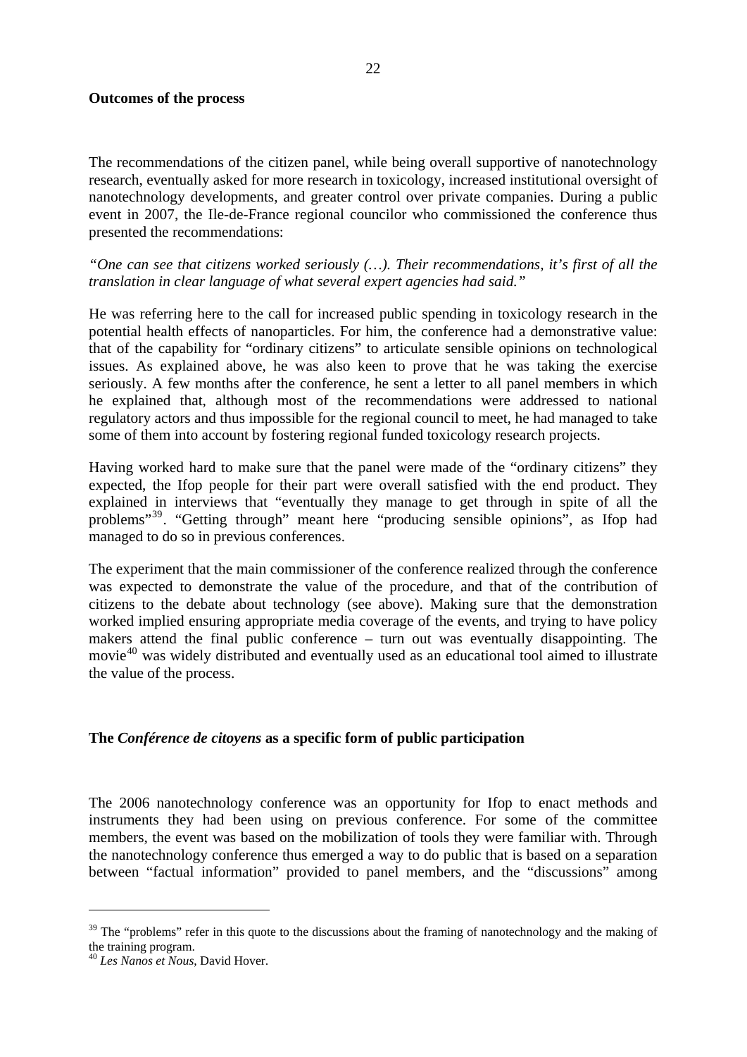**Outcomes of the process**

The recommendations of the citizen panel, while being overall supportive of nanotechnology research, eventually asked for more research in toxicology, increased institutional oversight of nanotechnology developments, and greater control over private companies. During a public event in 2007, the Ile-de-France regional councilor who commissioned the conference thus presented the recommendations:

*"One can see that citizens worked seriously (…). Their recommendations, it's first of all the translation in clear language of what several expert agencies had said."*

He was referring here to the call for increased public spending in toxicology research in the potential health effects of nanoparticles. For him, the conference had a demonstrative value: that of the capability for "ordinary citizens" to articulate sensible opinions on technological issues. As explained above, he was also keen to prove that he was taking the exercise seriously. A few months after the conference, he sent a letter to all panel members in which he explained that, although most of the recommendations were addressed to national regulatory actors and thus impossible for the regional council to meet, he had managed to take some of them into account by fostering regional funded toxicology research projects.

Having worked hard to make sure that the panel were made of the "ordinary citizens" they expected, the Ifop people for their part were overall satisfied with the end product. They explained in interviews that "eventually they manage to get through in spite of all the problems"[39]. "Getting through" meant here "producing sensible opinions", as Ifop had managed to do so in previous conferences.

The experiment that the main commissioner of the conference realized through the conference was expected to demonstrate the value of the procedure, and that of the contribution of citizens to the debate about technology (see above). Making sure that the demonstration worked implied ensuring appropriate media coverage of the events, and trying to have policy makers attend the final public conference – turn out was eventually disappointing. The movie[40] was widely distributed and eventually used as an educational tool aimed to illustrate the value of the process.

**The *Conférence de citoyens* as a specific form of public participation**

The 2006 nanotechnology conference was an opportunity for Ifop to enact methods and instruments they had been using on previous conference. For some of the committee members, the event was based on the mobilization of tools they were familiar with. Through the nanotechnology conference thus emerged a way to do public that is based on a separation between "factual information" provided to panel members, and the "discussions" among

[39] The "problems" refer in this quote to the discussions about the framing of nanotechnology and the making of the training program.

[40] *Les Nanos et Nous*, David Hover.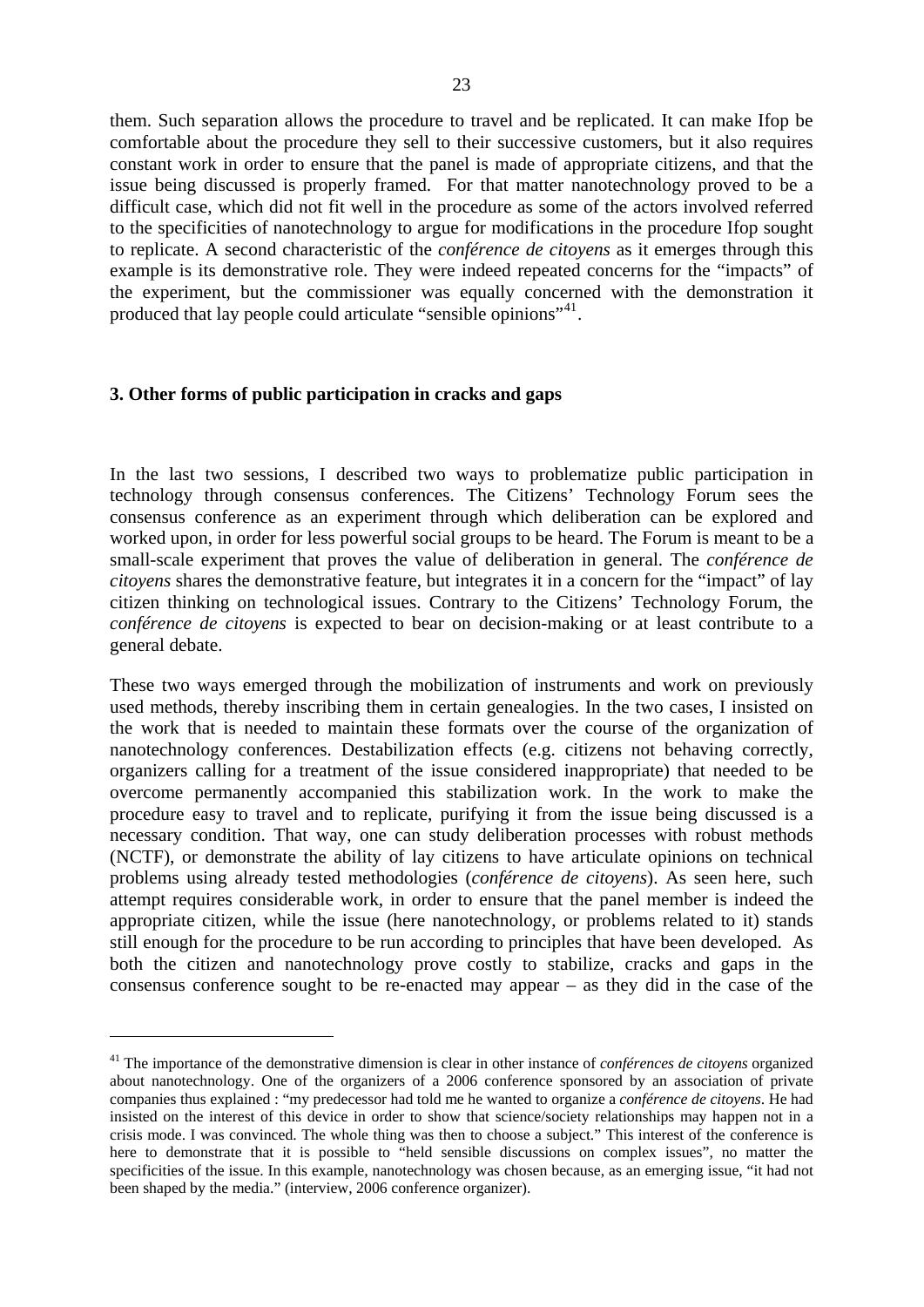them. Such separation allows the procedure to travel and be replicated. It can make Ifop be comfortable about the procedure they sell to their successive customers, but it also requires constant work in order to ensure that the panel is made of appropriate citizens, and that the issue being discussed is properly framed. For that matter nanotechnology proved to be a difficult case, which did not fit well in the procedure as some of the actors involved referred to the specificities of nanotechnology to argue for modifications in the procedure Ifop sought to replicate. A second characteristic of the *conférence de citoyens* as it emerges through this example is its demonstrative role. They were indeed repeated concerns for the "impacts" of the experiment, but the commissioner was equally concerned with the demonstration it produced that lay people could articulate "sensible opinions"[41].

### 3. Other forms of public participation in cracks and gaps

In the last two sessions, I described two ways to problematize public participation in technology through consensus conferences. The Citizens' Technology Forum sees the consensus conference as an experiment through which deliberation can be explored and worked upon, in order for less powerful social groups to be heard. The Forum is meant to be a small-scale experiment that proves the value of deliberation in general. The *conférence de citoyens* shares the demonstrative feature, but integrates it in a concern for the "impact" of lay citizen thinking on technological issues. Contrary to the Citizens' Technology Forum, the *conférence de citoyens* is expected to bear on decision-making or at least contribute to a general debate.

These two ways emerged through the mobilization of instruments and work on previously used methods, thereby inscribing them in certain genealogies. In the two cases, I insisted on the work that is needed to maintain these formats over the course of the organization of nanotechnology conferences. Destabilization effects (e.g. citizens not behaving correctly, organizers calling for a treatment of the issue considered inappropriate) that needed to be overcome permanently accompanied this stabilization work. In the work to make the procedure easy to travel and to replicate, purifying it from the issue being discussed is a necessary condition. That way, one can study deliberation processes with robust methods (NCTF), or demonstrate the ability of lay citizens to have articulate opinions on technical problems using already tested methodologies (*conférence de citoyens*). As seen here, such attempt requires considerable work, in order to ensure that the panel member is indeed the appropriate citizen, while the issue (here nanotechnology, or problems related to it) stands still enough for the procedure to be run according to principles that have been developed. As both the citizen and nanotechnology prove costly to stabilize, cracks and gaps in the consensus conference sought to be re-enacted may appear – as they did in the case of the

[41] The importance of the demonstrative dimension is clear in other instance of *conférences de citoyens* organized about nanotechnology. One of the organizers of a 2006 conference sponsored by an association of private companies thus explained : "my predecessor had told me he wanted to organize a *conférence de citoyens*. He had insisted on the interest of this device in order to show that science/society relationships may happen not in a crisis mode. I was convinced. The whole thing was then to choose a subject." This interest of the conference is here to demonstrate that it is possible to "held sensible discussions on complex issues", no matter the specificities of the issue. In this example, nanotechnology was chosen because, as an emerging issue, "it had not been shaped by the media." (interview, 2006 conference organizer).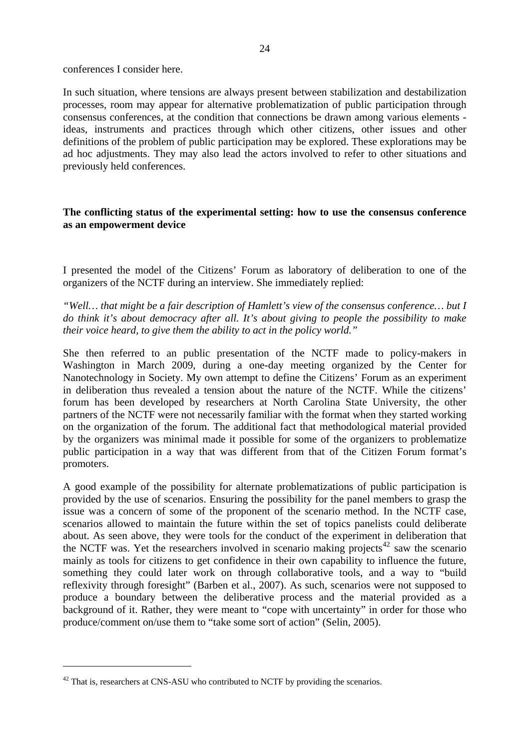conferences I consider here.

In such situation, where tensions are always present between stabilization and destabilization processes, room may appear for alternative problematization of public participation through consensus conferences, at the condition that connections be drawn among various elements - ideas, instruments and practices through which other citizens, other issues and other definitions of the problem of public participation may be explored. These explorations may be ad hoc adjustments. They may also lead the actors involved to refer to other situations and previously held conferences.

**The conflicting status of the experimental setting: how to use the consensus conference as an empowerment device**

I presented the model of the Citizens' Forum as laboratory of deliberation to one of the organizers of the NCTF during an interview. She immediately replied:

*"Well… that might be a fair description of Hamlett's view of the consensus conference… but I do think it's about democracy after all. It's about giving to people the possibility to make their voice heard, to give them the ability to act in the policy world."*

She then referred to an public presentation of the NCTF made to policy-makers in Washington in March 2009, during a one-day meeting organized by the Center for Nanotechnology in Society. My own attempt to define the Citizens' Forum as an experiment in deliberation thus revealed a tension about the nature of the NCTF. While the citizens' forum has been developed by researchers at North Carolina State University, the other partners of the NCTF were not necessarily familiar with the format when they started working on the organization of the forum. The additional fact that methodological material provided by the organizers was minimal made it possible for some of the organizers to problematize public participation in a way that was different from that of the Citizen Forum format's promoters.

A good example of the possibility for alternate problematizations of public participation is provided by the use of scenarios. Ensuring the possibility for the panel members to grasp the issue was a concern of some of the proponent of the scenario method. In the NCTF case, scenarios allowed to maintain the future within the set of topics panelists could deliberate about. As seen above, they were tools for the conduct of the experiment in deliberation that the NCTF was. Yet the researchers involved in scenario making projects[42] saw the scenario mainly as tools for citizens to get confidence in their own capability to influence the future, something they could later work on through collaborative tools, and a way to "build reflexivity through foresight" (Barben et al., 2007). As such, scenarios were not supposed to produce a boundary between the deliberative process and the material provided as a background of it. Rather, they were meant to "cope with uncertainty" in order for those who produce/comment on/use them to "take some sort of action" (Selin, 2005).

[42] That is, researchers at CNS-ASU who contributed to NCTF by providing the scenarios.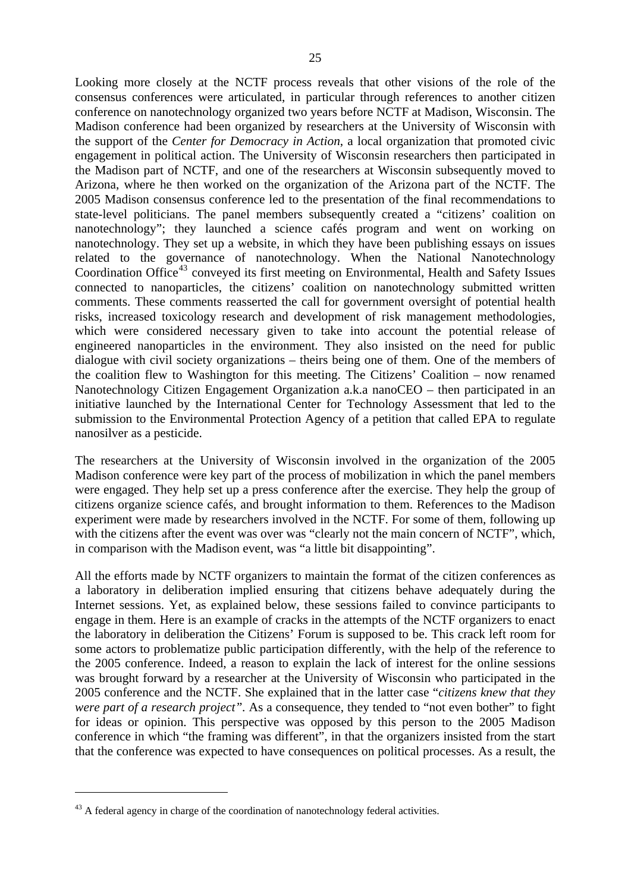Looking more closely at the NCTF process reveals that other visions of the role of the consensus conferences were articulated, in particular through references to another citizen conference on nanotechnology organized two years before NCTF at Madison, Wisconsin. The Madison conference had been organized by researchers at the University of Wisconsin with the support of the *Center for Democracy in Action*, a local organization that promoted civic engagement in political action. The University of Wisconsin researchers then participated in the Madison part of NCTF, and one of the researchers at Wisconsin subsequently moved to Arizona, where he then worked on the organization of the Arizona part of the NCTF. The 2005 Madison consensus conference led to the presentation of the final recommendations to state-level politicians. The panel members subsequently created a "citizens' coalition on nanotechnology"; they launched a science cafés program and went on working on nanotechnology. They set up a website, in which they have been publishing essays on issues related to the governance of nanotechnology. When the National Nanotechnology Coordination Office[43] conveyed its first meeting on Environmental, Health and Safety Issues connected to nanoparticles, the citizens' coalition on nanotechnology submitted written comments. These comments reasserted the call for government oversight of potential health risks, increased toxicology research and development of risk management methodologies, which were considered necessary given to take into account the potential release of engineered nanoparticles in the environment. They also insisted on the need for public dialogue with civil society organizations – theirs being one of them. One of the members of the coalition flew to Washington for this meeting. The Citizens' Coalition – now renamed Nanotechnology Citizen Engagement Organization a.k.a nanoCEO – then participated in an initiative launched by the International Center for Technology Assessment that led to the submission to the Environmental Protection Agency of a petition that called EPA to regulate nanosilver as a pesticide.

The researchers at the University of Wisconsin involved in the organization of the 2005 Madison conference were key part of the process of mobilization in which the panel members were engaged. They help set up a press conference after the exercise. They help the group of citizens organize science cafés, and brought information to them. References to the Madison experiment were made by researchers involved in the NCTF. For some of them, following up with the citizens after the event was over was "clearly not the main concern of NCTF", which, in comparison with the Madison event, was "a little bit disappointing".

All the efforts made by NCTF organizers to maintain the format of the citizen conferences as a laboratory in deliberation implied ensuring that citizens behave adequately during the Internet sessions. Yet, as explained below, these sessions failed to convince participants to engage in them. Here is an example of cracks in the attempts of the NCTF organizers to enact the laboratory in deliberation the Citizens' Forum is supposed to be. This crack left room for some actors to problematize public participation differently, with the help of the reference to the 2005 conference. Indeed, a reason to explain the lack of interest for the online sessions was brought forward by a researcher at the University of Wisconsin who participated in the 2005 conference and the NCTF. She explained that in the latter case "*citizens knew that they were part of a research project"*. As a consequence, they tended to "not even bother" to fight for ideas or opinion. This perspective was opposed by this person to the 2005 Madison conference in which "the framing was different", in that the organizers insisted from the start that the conference was expected to have consequences on political processes. As a result, the

---

[43] A federal agency in charge of the coordination of nanotechnology federal activities.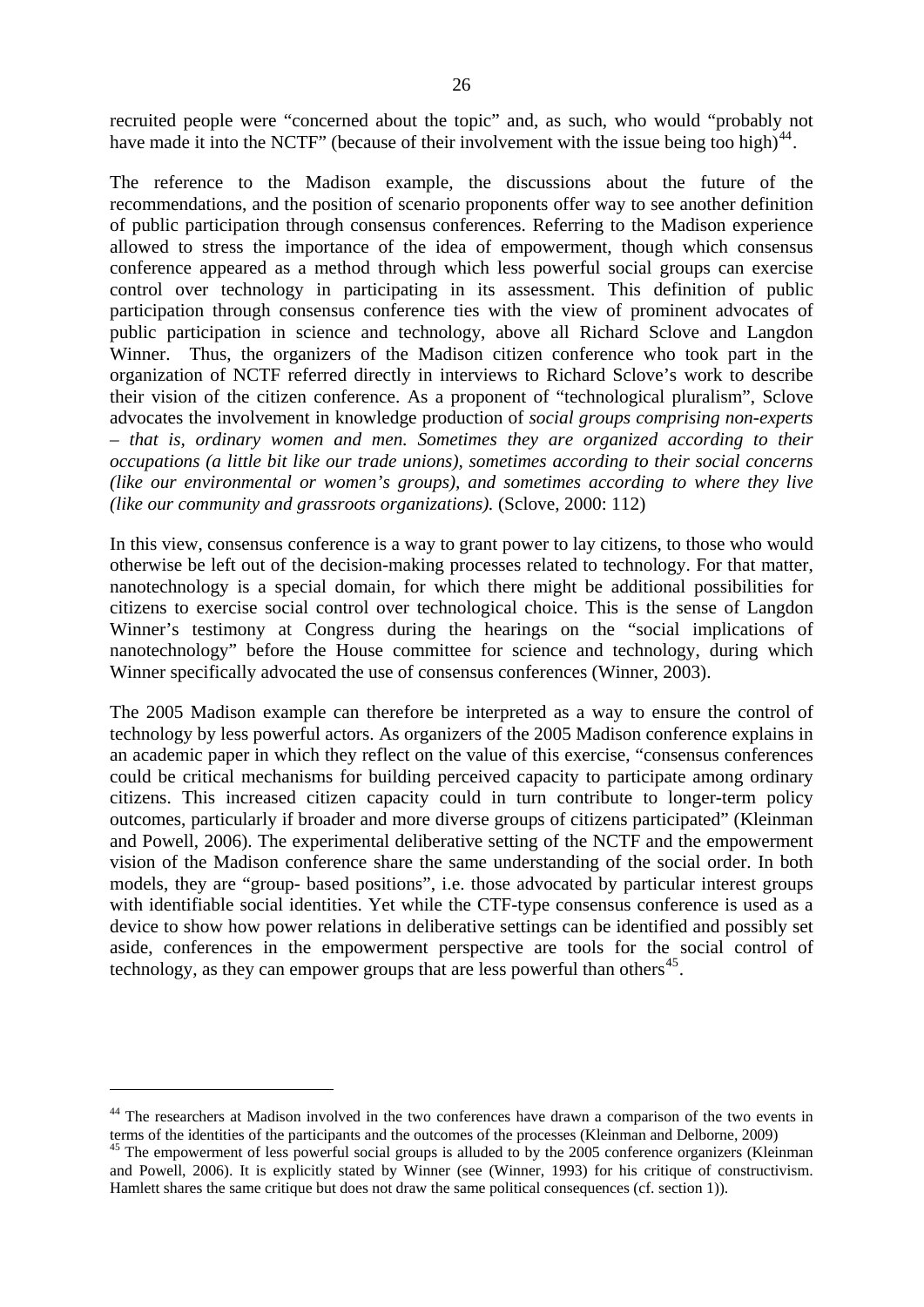recruited people were "concerned about the topic" and, as such, who would "probably not have made it into the NCTF" (because of their involvement with the issue being too high)[44].

The reference to the Madison example, the discussions about the future of the recommendations, and the position of scenario proponents offer way to see another definition of public participation through consensus conferences. Referring to the Madison experience allowed to stress the importance of the idea of empowerment, though which consensus conference appeared as a method through which less powerful social groups can exercise control over technology in participating in its assessment. This definition of public participation through consensus conference ties with the view of prominent advocates of public participation in science and technology, above all Richard Sclove and Langdon Winner. Thus, the organizers of the Madison citizen conference who took part in the organization of NCTF referred directly in interviews to Richard Sclove's work to describe their vision of the citizen conference. As a proponent of "technological pluralism", Sclove advocates the involvement in knowledge production of *social groups comprising non-experts – that is, ordinary women and men. Sometimes they are organized according to their occupations (a little bit like our trade unions), sometimes according to their social concerns (like our environmental or women's groups), and sometimes according to where they live (like our community and grassroots organizations).* (Sclove, 2000: 112)

In this view, consensus conference is a way to grant power to lay citizens, to those who would otherwise be left out of the decision-making processes related to technology. For that matter, nanotechnology is a special domain, for which there might be additional possibilities for citizens to exercise social control over technological choice. This is the sense of Langdon Winner's testimony at Congress during the hearings on the "social implications of nanotechnology" before the House committee for science and technology, during which Winner specifically advocated the use of consensus conferences (Winner, 2003).

The 2005 Madison example can therefore be interpreted as a way to ensure the control of technology by less powerful actors. As organizers of the 2005 Madison conference explains in an academic paper in which they reflect on the value of this exercise, "consensus conferences could be critical mechanisms for building perceived capacity to participate among ordinary citizens. This increased citizen capacity could in turn contribute to longer-term policy outcomes, particularly if broader and more diverse groups of citizens participated" (Kleinman and Powell, 2006). The experimental deliberative setting of the NCTF and the empowerment vision of the Madison conference share the same understanding of the social order. In both models, they are "group- based positions", i.e. those advocated by particular interest groups with identifiable social identities. Yet while the CTF-type consensus conference is used as a device to show how power relations in deliberative settings can be identified and possibly set aside, conferences in the empowerment perspective are tools for the social control of technology, as they can empower groups that are less powerful than others[45].

---

[44] The researchers at Madison involved in the two conferences have drawn a comparison of the two events in terms of the identities of the participants and the outcomes of the processes (Kleinman and Delborne, 2009)

[45] The empowerment of less powerful social groups is alluded to by the 2005 conference organizers (Kleinman and Powell, 2006). It is explicitly stated by Winner (see (Winner, 1993) for his critique of constructivism. Hamlett shares the same critique but does not draw the same political consequences (cf. section 1)).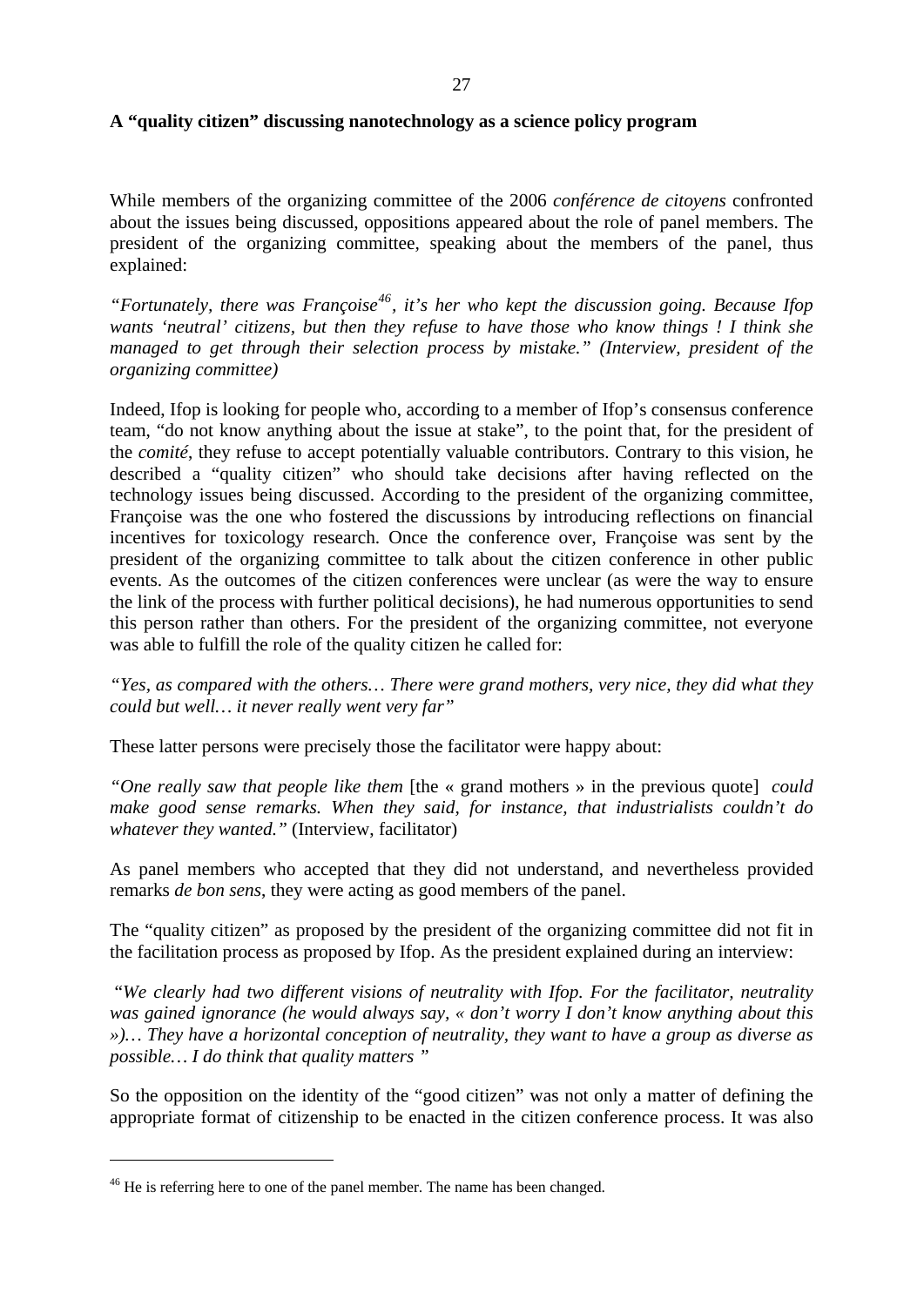**A "quality citizen" discussing nanotechnology as a science policy program**

While members of the organizing committee of the 2006 *conférence de citoyens* confronted about the issues being discussed, oppositions appeared about the role of panel members. The president of the organizing committee, speaking about the members of the panel, thus explained:

*"Fortunately, there was Françoise*[46]*, it's her who kept the discussion going. Because Ifop wants 'neutral' citizens, but then they refuse to have those who know things ! I think she managed to get through their selection process by mistake." (Interview, president of the organizing committee)*

Indeed, Ifop is looking for people who, according to a member of Ifop's consensus conference team, "do not know anything about the issue at stake", to the point that, for the president of the *comité*, they refuse to accept potentially valuable contributors. Contrary to this vision, he described a "quality citizen" who should take decisions after having reflected on the technology issues being discussed. According to the president of the organizing committee, Françoise was the one who fostered the discussions by introducing reflections on financial incentives for toxicology research. Once the conference over, Françoise was sent by the president of the organizing committee to talk about the citizen conference in other public events. As the outcomes of the citizen conferences were unclear (as were the way to ensure the link of the process with further political decisions), he had numerous opportunities to send this person rather than others. For the president of the organizing committee, not everyone was able to fulfill the role of the quality citizen he called for:

*"Yes, as compared with the others… There were grand mothers, very nice, they did what they could but well… it never really went very far"*

These latter persons were precisely those the facilitator were happy about:

*"One really saw that people like them* [the « grand mothers » in the previous quote] *could make good sense remarks. When they said, for instance, that industrialists couldn't do whatever they wanted."* (Interview, facilitator)

As panel members who accepted that they did not understand, and nevertheless provided remarks *de bon sens*, they were acting as good members of the panel.

The "quality citizen" as proposed by the president of the organizing committee did not fit in the facilitation process as proposed by Ifop. As the president explained during an interview:

*"We clearly had two different visions of neutrality with Ifop. For the facilitator, neutrality was gained ignorance (he would always say, « don't worry I don't know anything about this »)… They have a horizontal conception of neutrality, they want to have a group as diverse as possible… I do think that quality matters "*

So the opposition on the identity of the "good citizen" was not only a matter of defining the appropriate format of citizenship to be enacted in the citizen conference process. It was also

[46] He is referring here to one of the panel member. The name has been changed.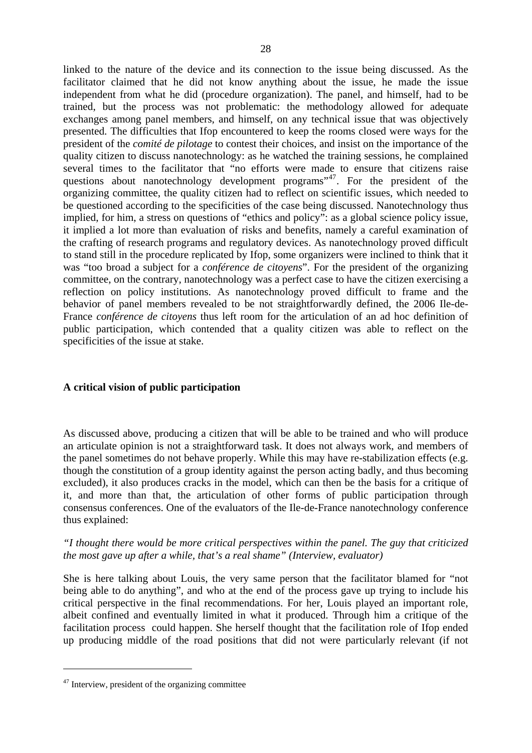linked to the nature of the device and its connection to the issue being discussed. As the facilitator claimed that he did not know anything about the issue, he made the issue independent from what he did (procedure organization). The panel, and himself, had to be trained, but the process was not problematic: the methodology allowed for adequate exchanges among panel members, and himself, on any technical issue that was objectively presented. The difficulties that Ifop encountered to keep the rooms closed were ways for the president of the *comité de pilotage* to contest their choices, and insist on the importance of the quality citizen to discuss nanotechnology: as he watched the training sessions, he complained several times to the facilitator that "no efforts were made to ensure that citizens raise questions about nanotechnology development programs"[47]. For the president of the organizing committee, the quality citizen had to reflect on scientific issues, which needed to be questioned according to the specificities of the case being discussed. Nanotechnology thus implied, for him, a stress on questions of "ethics and policy": as a global science policy issue, it implied a lot more than evaluation of risks and benefits, namely a careful examination of the crafting of research programs and regulatory devices. As nanotechnology proved difficult to stand still in the procedure replicated by Ifop, some organizers were inclined to think that it was "too broad a subject for a *conférence de citoyens*". For the president of the organizing committee, on the contrary, nanotechnology was a perfect case to have the citizen exercising a reflection on policy institutions. As nanotechnology proved difficult to frame and the behavior of panel members revealed to be not straightforwardly defined, the 2006 Ile-de-France *conférence de citoyens* thus left room for the articulation of an ad hoc definition of public participation, which contended that a quality citizen was able to reflect on the specificities of the issue at stake.

**A critical vision of public participation**

As discussed above, producing a citizen that will be able to be trained and who will produce an articulate opinion is not a straightforward task. It does not always work, and members of the panel sometimes do not behave properly. While this may have re-stabilization effects (e.g. though the constitution of a group identity against the person acting badly, and thus becoming excluded), it also produces cracks in the model, which can then be the basis for a critique of it, and more than that, the articulation of other forms of public participation through consensus conferences. One of the evaluators of the Ile-de-France nanotechnology conference thus explained:

*"I thought there would be more critical perspectives within the panel. The guy that criticized the most gave up after a while, that's a real shame" (Interview, evaluator)*

She is here talking about Louis, the very same person that the facilitator blamed for "not being able to do anything", and who at the end of the process gave up trying to include his critical perspective in the final recommendations. For her, Louis played an important role, albeit confined and eventually limited in what it produced. Through him a critique of the facilitation process could happen. She herself thought that the facilitation role of Ifop ended up producing middle of the road positions that did not were particularly relevant (if not

[47] Interview, president of the organizing committee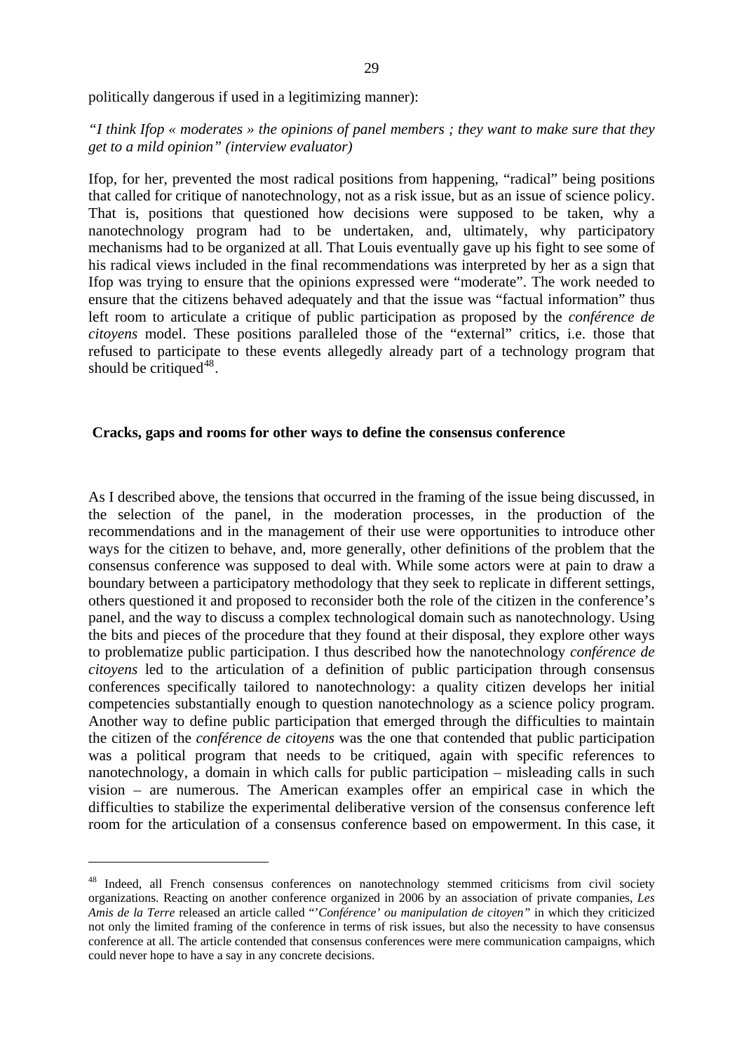politically dangerous if used in a legitimizing manner):

*"I think Ifop « moderates » the opinions of panel members ; they want to make sure that they get to a mild opinion" (interview evaluator)*

Ifop, for her, prevented the most radical positions from happening, "radical" being positions that called for critique of nanotechnology, not as a risk issue, but as an issue of science policy. That is, positions that questioned how decisions were supposed to be taken, why a nanotechnology program had to be undertaken, and, ultimately, why participatory mechanisms had to be organized at all. That Louis eventually gave up his fight to see some of his radical views included in the final recommendations was interpreted by her as a sign that Ifop was trying to ensure that the opinions expressed were "moderate". The work needed to ensure that the citizens behaved adequately and that the issue was "factual information" thus left room to articulate a critique of public participation as proposed by the *conférence de citoyens* model. These positions paralleled those of the "external" critics, i.e. those that refused to participate to these events allegedly already part of a technology program that should be critiqued[48].

## Cracks, gaps and rooms for other ways to define the consensus conference

As I described above, the tensions that occurred in the framing of the issue being discussed, in the selection of the panel, in the moderation processes, in the production of the recommendations and in the management of their use were opportunities to introduce other ways for the citizen to behave, and, more generally, other definitions of the problem that the consensus conference was supposed to deal with. While some actors were at pain to draw a boundary between a participatory methodology that they seek to replicate in different settings, others questioned it and proposed to reconsider both the role of the citizen in the conference's panel, and the way to discuss a complex technological domain such as nanotechnology. Using the bits and pieces of the procedure that they found at their disposal, they explore other ways to problematize public participation. I thus described how the nanotechnology *conférence de citoyens* led to the articulation of a definition of public participation through consensus conferences specifically tailored to nanotechnology: a quality citizen develops her initial competencies substantially enough to question nanotechnology as a science policy program. Another way to define public participation that emerged through the difficulties to maintain the citizen of the *conférence de citoyens* was the one that contended that public participation was a political program that needs to be critiqued, again with specific references to nanotechnology, a domain in which calls for public participation – misleading calls in such vision – are numerous. The American examples offer an empirical case in which the difficulties to stabilize the experimental deliberative version of the consensus conference left room for the articulation of a consensus conference based on empowerment. In this case, it

[48] Indeed, all French consensus conferences on nanotechnology stemmed criticisms from civil society organizations. Reacting on another conference organized in 2006 by an association of private companies, *Les Amis de la Terre* released an article called "*'Conférence' ou manipulation de citoyen"* in which they criticized not only the limited framing of the conference in terms of risk issues, but also the necessity to have consensus conference at all. The article contended that consensus conferences were mere communication campaigns, which could never hope to have a say in any concrete decisions.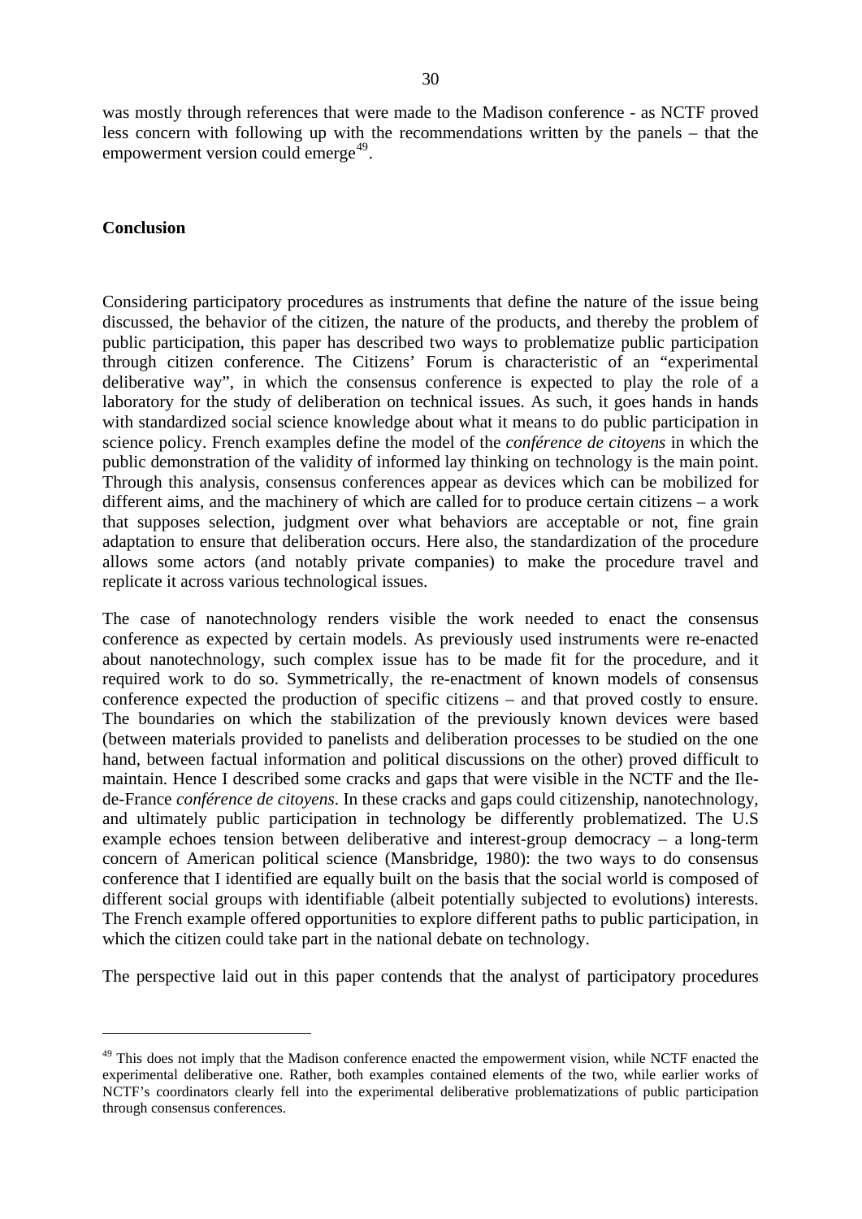was mostly through references that were made to the Madison conference - as NCTF proved less concern with following up with the recommendations written by the panels – that the empowerment version could emerge[49].

## Conclusion

Considering participatory procedures as instruments that define the nature of the issue being discussed, the behavior of the citizen, the nature of the products, and thereby the problem of public participation, this paper has described two ways to problematize public participation through citizen conference. The Citizens' Forum is characteristic of an "experimental deliberative way", in which the consensus conference is expected to play the role of a laboratory for the study of deliberation on technical issues. As such, it goes hands in hands with standardized social science knowledge about what it means to do public participation in science policy. French examples define the model of the *conférence de citoyens* in which the public demonstration of the validity of informed lay thinking on technology is the main point. Through this analysis, consensus conferences appear as devices which can be mobilized for different aims, and the machinery of which are called for to produce certain citizens – a work that supposes selection, judgment over what behaviors are acceptable or not, fine grain adaptation to ensure that deliberation occurs. Here also, the standardization of the procedure allows some actors (and notably private companies) to make the procedure travel and replicate it across various technological issues.

The case of nanotechnology renders visible the work needed to enact the consensus conference as expected by certain models. As previously used instruments were re-enacted about nanotechnology, such complex issue has to be made fit for the procedure, and it required work to do so. Symmetrically, the re-enactment of known models of consensus conference expected the production of specific citizens – and that proved costly to ensure. The boundaries on which the stabilization of the previously known devices were based (between materials provided to panelists and deliberation processes to be studied on the one hand, between factual information and political discussions on the other) proved difficult to maintain. Hence I described some cracks and gaps that were visible in the NCTF and the Ile-de-France *conférence de citoyens*. In these cracks and gaps could citizenship, nanotechnology, and ultimately public participation in technology be differently problematized. The U.S example echoes tension between deliberative and interest-group democracy – a long-term concern of American political science (Mansbridge, 1980): the two ways to do consensus conference that I identified are equally built on the basis that the social world is composed of different social groups with identifiable (albeit potentially subjected to evolutions) interests. The French example offered opportunities to explore different paths to public participation, in which the citizen could take part in the national debate on technology.

The perspective laid out in this paper contends that the analyst of participatory procedures

---

[49] This does not imply that the Madison conference enacted the empowerment vision, while NCTF enacted the experimental deliberative one. Rather, both examples contained elements of the two, while earlier works of NCTF's coordinators clearly fell into the experimental deliberative problematizations of public participation through consensus conferences.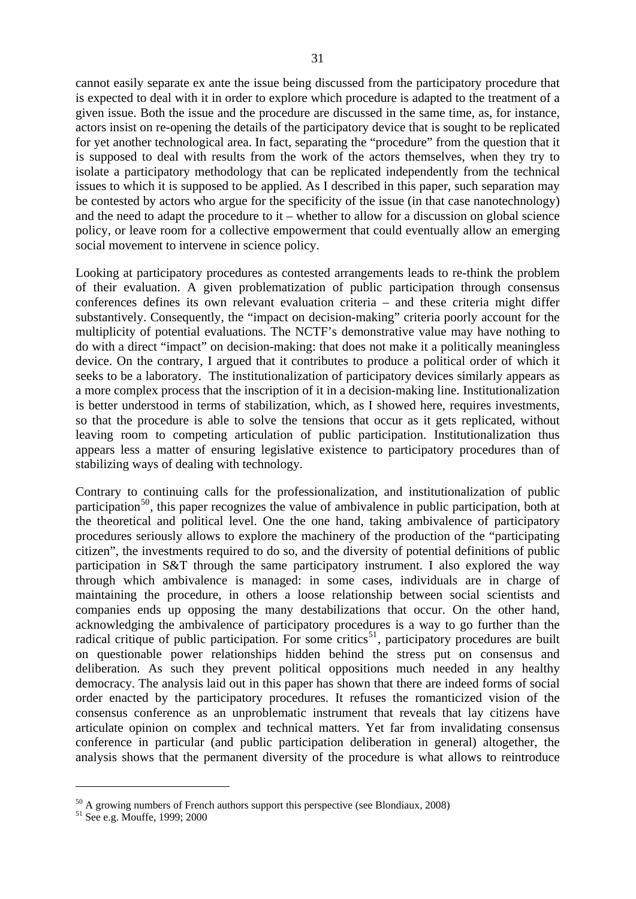cannot easily separate ex ante the issue being discussed from the participatory procedure that is expected to deal with it in order to explore which procedure is adapted to the treatment of a given issue. Both the issue and the procedure are discussed in the same time, as, for instance, actors insist on re-opening the details of the participatory device that is sought to be replicated for yet another technological area. In fact, separating the "procedure" from the question that it is supposed to deal with results from the work of the actors themselves, when they try to isolate a participatory methodology that can be replicated independently from the technical issues to which it is supposed to be applied. As I described in this paper, such separation may be contested by actors who argue for the specificity of the issue (in that case nanotechnology) and the need to adapt the procedure to it – whether to allow for a discussion on global science policy, or leave room for a collective empowerment that could eventually allow an emerging social movement to intervene in science policy.

Looking at participatory procedures as contested arrangements leads to re-think the problem of their evaluation. A given problematization of public participation through consensus conferences defines its own relevant evaluation criteria – and these criteria might differ substantively. Consequently, the "impact on decision-making" criteria poorly account for the multiplicity of potential evaluations. The NCTF's demonstrative value may have nothing to do with a direct "impact" on decision-making: that does not make it a politically meaningless device. On the contrary, I argued that it contributes to produce a political order of which it seeks to be a laboratory. The institutionalization of participatory devices similarly appears as a more complex process that the inscription of it in a decision-making line. Institutionalization is better understood in terms of stabilization, which, as I showed here, requires investments, so that the procedure is able to solve the tensions that occur as it gets replicated, without leaving room to competing articulation of public participation. Institutionalization thus appears less a matter of ensuring legislative existence to participatory procedures than of stabilizing ways of dealing with technology.

Contrary to continuing calls for the professionalization, and institutionalization of public participation[50], this paper recognizes the value of ambivalence in public participation, both at the theoretical and political level. One the one hand, taking ambivalence of participatory procedures seriously allows to explore the machinery of the production of the "participating citizen", the investments required to do so, and the diversity of potential definitions of public participation in S&T through the same participatory instrument. I also explored the way through which ambivalence is managed: in some cases, individuals are in charge of maintaining the procedure, in others a loose relationship between social scientists and companies ends up opposing the many destabilizations that occur. On the other hand, acknowledging the ambivalence of participatory procedures is a way to go further than the radical critique of public participation. For some critics[51], participatory procedures are built on questionable power relationships hidden behind the stress put on consensus and deliberation. As such they prevent political oppositions much needed in any healthy democracy. The analysis laid out in this paper has shown that there are indeed forms of social order enacted by the participatory procedures. It refuses the romanticized vision of the consensus conference as an unproblematic instrument that reveals that lay citizens have articulate opinion on complex and technical matters. Yet far from invalidating consensus conference in particular (and public participation deliberation in general) altogether, the analysis shows that the permanent diversity of the procedure is what allows to reintroduce

---

[50] A growing numbers of French authors support this perspective (see Blondiaux, 2008)

[51] See e.g. Mouffe, 1999; 2000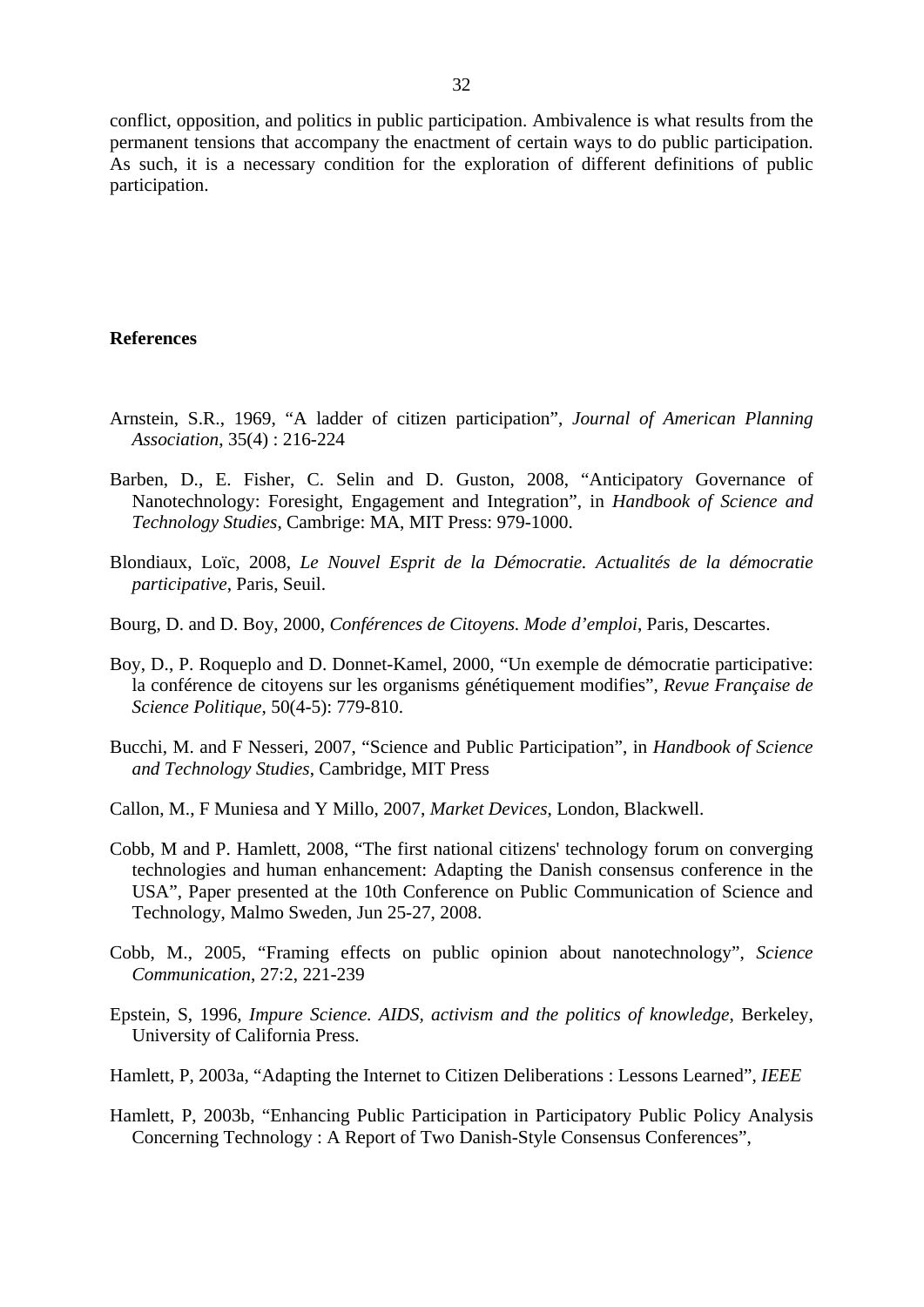conflict, opposition, and politics in public participation. Ambivalence is what results from the permanent tensions that accompany the enactment of certain ways to do public participation. As such, it is a necessary condition for the exploration of different definitions of public participation.

## References

Arnstein, S.R., 1969, "A ladder of citizen participation", *Journal of American Planning Association*, 35(4) : 216-224

Barben, D., E. Fisher, C. Selin and D. Guston, 2008, "Anticipatory Governance of Nanotechnology: Foresight, Engagement and Integration", in *Handbook of Science and Technology Studies*, Cambrige: MA, MIT Press: 979-1000.

Blondiaux, Loïc, 2008, *Le Nouvel Esprit de la Démocratie. Actualités de la démocratie participative*, Paris, Seuil.

Bourg, D. and D. Boy, 2000, *Conférences de Citoyens. Mode d'emploi*, Paris, Descartes.

Boy, D., P. Roqueplo and D. Donnet-Kamel, 2000, "Un exemple de démocratie participative: la conférence de citoyens sur les organisms génétiquement modifies", *Revue Française de Science Politique*, 50(4-5): 779-810.

Bucchi, M. and F Nesseri, 2007, "Science and Public Participation", in *Handbook of Science and Technology Studies*, Cambridge, MIT Press

Callon, M., F Muniesa and Y Millo, 2007, *Market Devices*, London, Blackwell.

Cobb, M and P. Hamlett, 2008, "The first national citizens' technology forum on converging technologies and human enhancement: Adapting the Danish consensus conference in the USA", Paper presented at the 10th Conference on Public Communication of Science and Technology, Malmo Sweden, Jun 25-27, 2008.

Cobb, M., 2005, "Framing effects on public opinion about nanotechnology", *Science Communication*, 27:2, 221-239

Epstein, S, 1996, *Impure Science. AIDS, activism and the politics of knowledge*, Berkeley, University of California Press.

Hamlett, P, 2003a, "Adapting the Internet to Citizen Deliberations : Lessons Learned", *IEEE*

Hamlett, P, 2003b, "Enhancing Public Participation in Participatory Public Policy Analysis Concerning Technology : A Report of Two Danish-Style Consensus Conferences",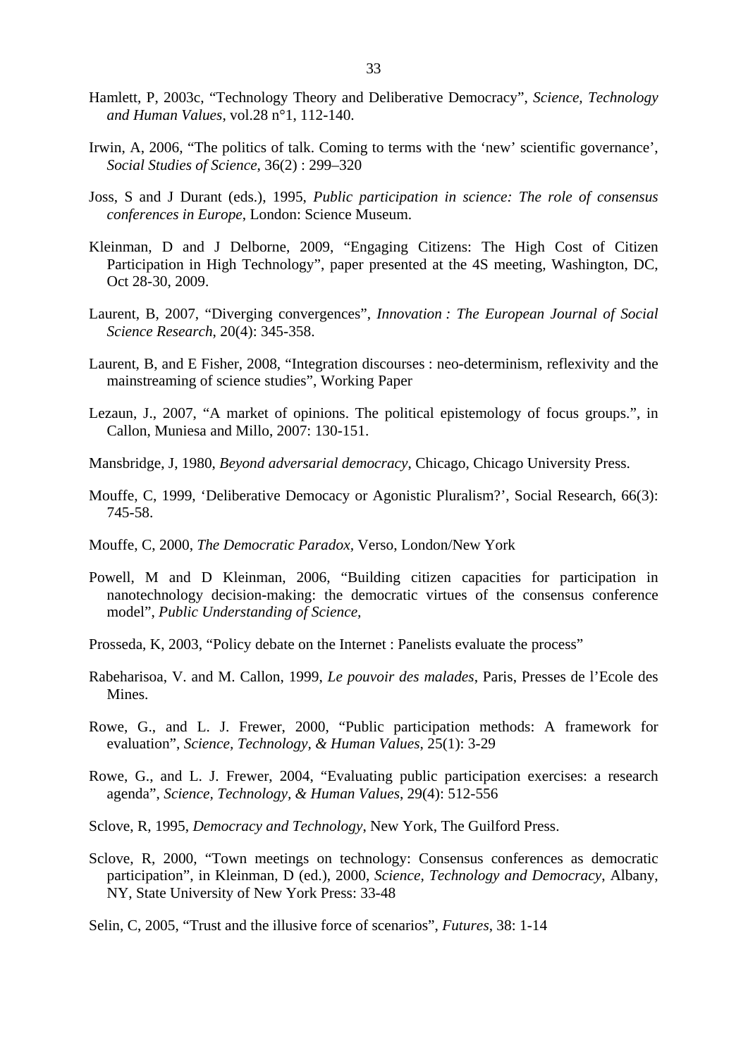Hamlett, P, 2003c, “Technology Theory and Deliberative Democracy”, *Science, Technology and Human Values*, vol.28 n°1, 112-140.

Irwin, A, 2006, “The politics of talk. Coming to terms with the ‘new’ scientific governance’, *Social Studies of Science*, 36(2) : 299–320

Joss, S and J Durant (eds.), 1995, *Public participation in science: The role of consensus conferences in Europe*, London: Science Museum.

Kleinman, D and J Delborne, 2009, “Engaging Citizens: The High Cost of Citizen Participation in High Technology”, paper presented at the 4S meeting, Washington, DC, Oct 28-30, 2009.

Laurent, B, 2007, “Diverging convergences”, *Innovation : The European Journal of Social Science Research*, 20(4): 345-358.

Laurent, B, and E Fisher, 2008, “Integration discourses : neo-determinism, reflexivity and the mainstreaming of science studies”, Working Paper

Lezaun, J., 2007, “A market of opinions. The political epistemology of focus groups.”, in Callon, Muniesa and Millo, 2007: 130-151.

Mansbridge, J, 1980, *Beyond adversarial democracy*, Chicago, Chicago University Press.

Mouffe, C, 1999, ‘Deliberative Democracy or Agonistic Pluralism?’, Social Research, 66(3): 745-58.

Mouffe, C, 2000, *The Democratic Paradox*, Verso, London/New York

Powell, M and D Kleinman, 2006, “Building citizen capacities for participation in nanotechnology decision-making: the democratic virtues of the consensus conference model”, *Public Understanding of Science*,

Prosseda, K, 2003, “Policy debate on the Internet : Panelists evaluate the process”

Rabeharisoa, V. and M. Callon, 1999, *Le pouvoir des malades*, Paris, Presses de l’Ecole des Mines.

Rowe, G., and L. J. Frewer, 2000, “Public participation methods: A framework for evaluation”, *Science, Technology, & Human Values*, 25(1): 3-29

Rowe, G., and L. J. Frewer, 2004, “Evaluating public participation exercises: a research agenda”, *Science, Technology, & Human Values*, 29(4): 512-556

Sclove, R, 1995, *Democracy and Technology*, New York, The Guilford Press.

Sclove, R, 2000, “Town meetings on technology: Consensus conferences as democratic participation”, in Kleinman, D (ed.), 2000, *Science, Technology and Democracy*, Albany, NY, State University of New York Press: 33-48

Selin, C, 2005, “Trust and the illusive force of scenarios”, *Futures*, 38: 1-14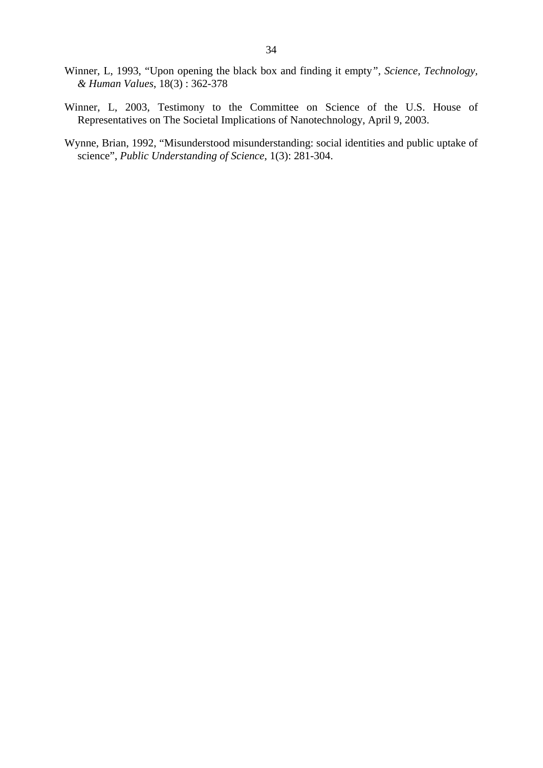Winner, L, 1993, “Upon opening the black box and finding it empty”, *Science, Technology, & Human Values*, 18(3) : 362-378

Winner, L, 2003, Testimony to the Committee on Science of the U.S. House of Representatives on The Societal Implications of Nanotechnology, April 9, 2003.

Wynne, Brian, 1992, “Misunderstood misunderstanding: social identities and public uptake of science”, *Public Understanding of Science*, 1(3): 281-304.